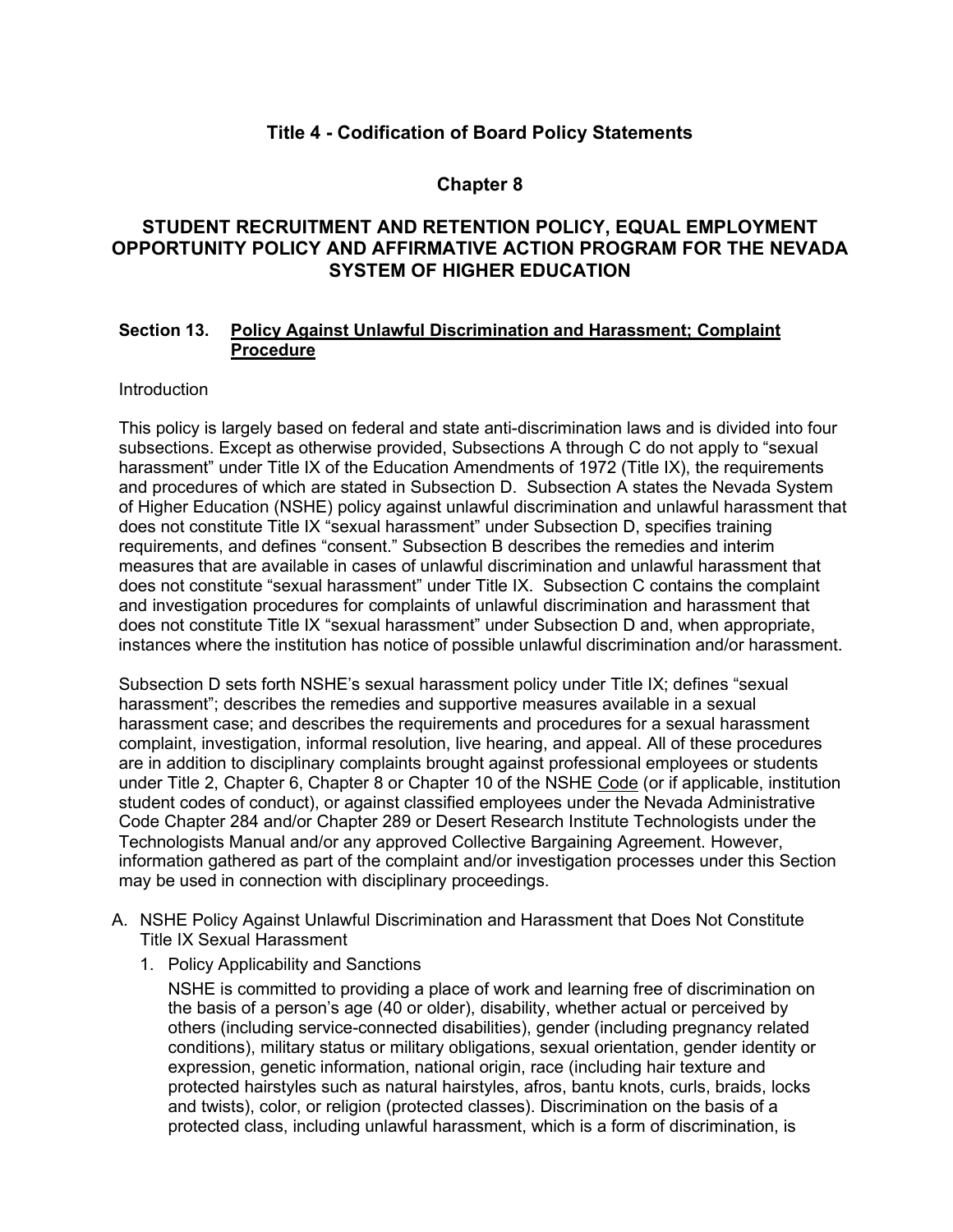# Title 4 - Codification of Board Policy Statements

## Chapter 8

## STUDENT RECRUITMENT AND RETENTION POLICY, EQUAL EMPLOYMENT OPPORTUNITY POLICY AND AFFIRMATIVE ACTION PROGRAM FOR THE NEVADA SYSTEM OF HIGHER EDUCATION

### Section 13. Policy Against Unlawful Discrimination and Harassment; Complaint Procedure

Introduction

This policy is largely based on federal and state anti-discrimination laws and is divided into four subsections. Except as otherwise provided, Subsections A through C do not apply to "sexual harassment" under Title IX of the Education Amendments of 1972 (Title IX), the requirements and procedures of which are stated in Subsection D. Subsection A states the Nevada System of Higher Education (NSHE) policy against unlawful discrimination and unlawful harassment that does not constitute Title IX "sexual harassment" under Subsection D, specifies training requirements, and defines "consent." Subsection B describes the remedies and interim measures that are available in cases of unlawful discrimination and unlawful harassment that does not constitute "sexual harassment" under Title IX. Subsection C contains the complaint and investigation procedures for complaints of unlawful discrimination and harassment that does not constitute Title IX "sexual harassment" under Subsection D and, when appropriate, instances where the institution has notice of possible unlawful discrimination and/or harassment.

Subsection D sets forth NSHE's sexual harassment policy under Title IX; defines "sexual harassment"; describes the remedies and supportive measures available in a sexual harassment case; and describes the requirements and procedures for a sexual harassment complaint, investigation, informal resolution, live hearing, and appeal. All of these procedures are in addition to disciplinary complaints brought against professional employees or students under Title 2, Chapter 6, Chapter 8 or Chapter 10 of the NSHE Code (or if applicable, institution student codes of conduct), or against classified employees under the Nevada Administrative Code Chapter 284 and/or Chapter 289 or Desert Research Institute Technologists under the Technologists Manual and/or any approved Collective Bargaining Agreement. However, information gathered as part of the complaint and/or investigation processes under this Section may be used in connection with disciplinary proceedings.

A. NSHE Policy Against Unlawful Discrimination and Harassment that Does Not Constitute Title IX Sexual Harassment

   1. Policy Applicability and Sanctions

      NSHE is committed to providing a place of work and learning free of discrimination on the basis of a person's age (40 or older), disability, whether actual or perceived by others (including service-connected disabilities), gender (including pregnancy related conditions), military status or military obligations, sexual orientation, gender identity or expression, genetic information, national origin, race (including hair texture and protected hairstyles such as natural hairstyles, afros, bantu knots, curls, braids, locks and twists), color, or religion (protected classes). Discrimination on the basis of a protected class, including unlawful harassment, which is a form of discrimination, is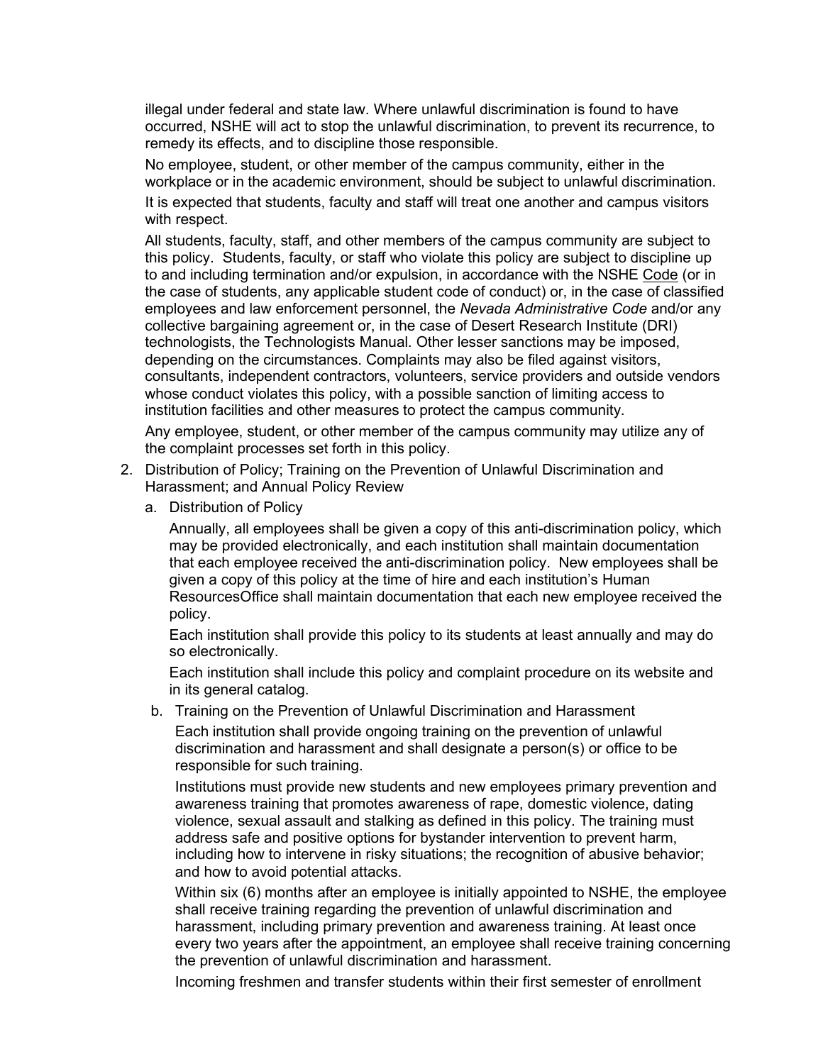illegal under federal and state law. Where unlawful discrimination is found to have occurred, NSHE will act to stop the unlawful discrimination, to prevent its recurrence, to remedy its effects, and to discipline those responsible.

No employee, student, or other member of the campus community, either in the workplace or in the academic environment, should be subject to unlawful discrimination.

It is expected that students, faculty and staff will treat one another and campus visitors with respect.

All students, faculty, staff, and other members of the campus community are subject to this policy. Students, faculty, or staff who violate this policy are subject to discipline up to and including termination and/or expulsion, in accordance with the NSHE Code (or in the case of students, any applicable student code of conduct) or, in the case of classified employees and law enforcement personnel, the *Nevada Administrative Code* and/or any collective bargaining agreement or, in the case of Desert Research Institute (DRI) technologists, the Technologists Manual. Other lesser sanctions may be imposed, depending on the circumstances. Complaints may also be filed against visitors, consultants, independent contractors, volunteers, service providers and outside vendors whose conduct violates this policy, with a possible sanction of limiting access to institution facilities and other measures to protect the campus community.

Any employee, student, or other member of the campus community may utilize any of the complaint processes set forth in this policy.

2. Distribution of Policy; Training on the Prevention of Unlawful Discrimination and Harassment; and Annual Policy Review

   a. Distribution of Policy

      Annually, all employees shall be given a copy of this anti-discrimination policy, which may be provided electronically, and each institution shall maintain documentation that each employee received the anti-discrimination policy. New employees shall be given a copy of this policy at the time of hire and each institution's Human ResourcesOffice shall maintain documentation that each new employee received the policy.

      Each institution shall provide this policy to its students at least annually and may do so electronically.

      Each institution shall include this policy and complaint procedure on its website and in its general catalog.

   b. Training on the Prevention of Unlawful Discrimination and Harassment

      Each institution shall provide ongoing training on the prevention of unlawful discrimination and harassment and shall designate a person(s) or office to be responsible for such training.

      Institutions must provide new students and new employees primary prevention and awareness training that promotes awareness of rape, domestic violence, dating violence, sexual assault and stalking as defined in this policy. The training must address safe and positive options for bystander intervention to prevent harm, including how to intervene in risky situations; the recognition of abusive behavior; and how to avoid potential attacks.

      Within six (6) months after an employee is initially appointed to NSHE, the employee shall receive training regarding the prevention of unlawful discrimination and harassment, including primary prevention and awareness training. At least once every two years after the appointment, an employee shall receive training concerning the prevention of unlawful discrimination and harassment.

      Incoming freshmen and transfer students within their first semester of enrollment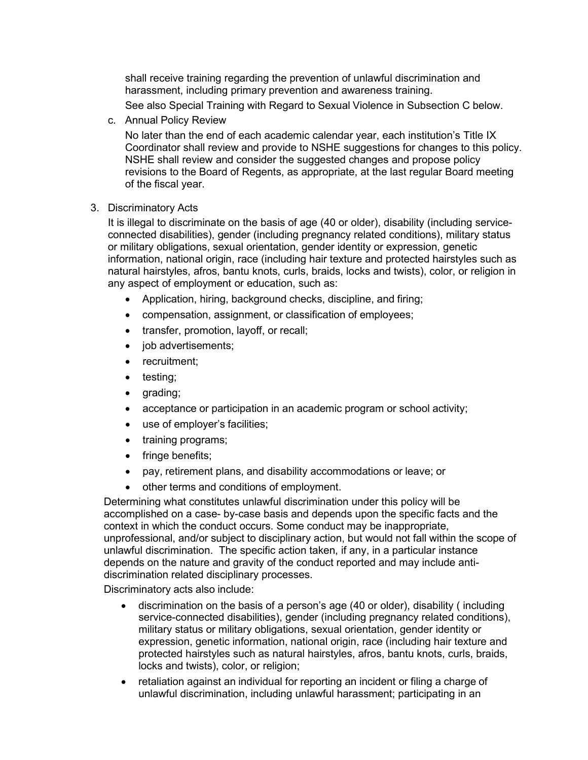shall receive training regarding the prevention of unlawful discrimination and harassment, including primary prevention and awareness training.

See also Special Training with Regard to Sexual Violence in Subsection C below.

c. Annual Policy Review

No later than the end of each academic calendar year, each institution's Title IX Coordinator shall review and provide to NSHE suggestions for changes to this policy. NSHE shall review and consider the suggested changes and propose policy revisions to the Board of Regents, as appropriate, at the last regular Board meeting of the fiscal year.

3. Discriminatory Acts

It is illegal to discriminate on the basis of age (40 or older), disability (including service-connected disabilities), gender (including pregnancy related conditions), military status or military obligations, sexual orientation, gender identity or expression, genetic information, national origin, race (including hair texture and protected hairstyles such as natural hairstyles, afros, bantu knots, curls, braids, locks and twists), color, or religion in any aspect of employment or education, such as:

- Application, hiring, background checks, discipline, and firing;
- compensation, assignment, or classification of employees;
- transfer, promotion, layoff, or recall;
- job advertisements;
- recruitment;
- testing;
- grading;
- acceptance or participation in an academic program or school activity;
- use of employer's facilities;
- training programs;
- fringe benefits;
- pay, retirement plans, and disability accommodations or leave; or
- other terms and conditions of employment.

Determining what constitutes unlawful discrimination under this policy will be accomplished on a case- by-case basis and depends upon the specific facts and the context in which the conduct occurs. Some conduct may be inappropriate, unprofessional, and/or subject to disciplinary action, but would not fall within the scope of unlawful discrimination. The specific action taken, if any, in a particular instance depends on the nature and gravity of the conduct reported and may include anti-discrimination related disciplinary processes.

Discriminatory acts also include:

- discrimination on the basis of a person's age (40 or older), disability ( including service-connected disabilities), gender (including pregnancy related conditions), military status or military obligations, sexual orientation, gender identity or expression, genetic information, national origin, race (including hair texture and protected hairstyles such as natural hairstyles, afros, bantu knots, curls, braids, locks and twists), color, or religion;
- retaliation against an individual for reporting an incident or filing a charge of unlawful discrimination, including unlawful harassment; participating in an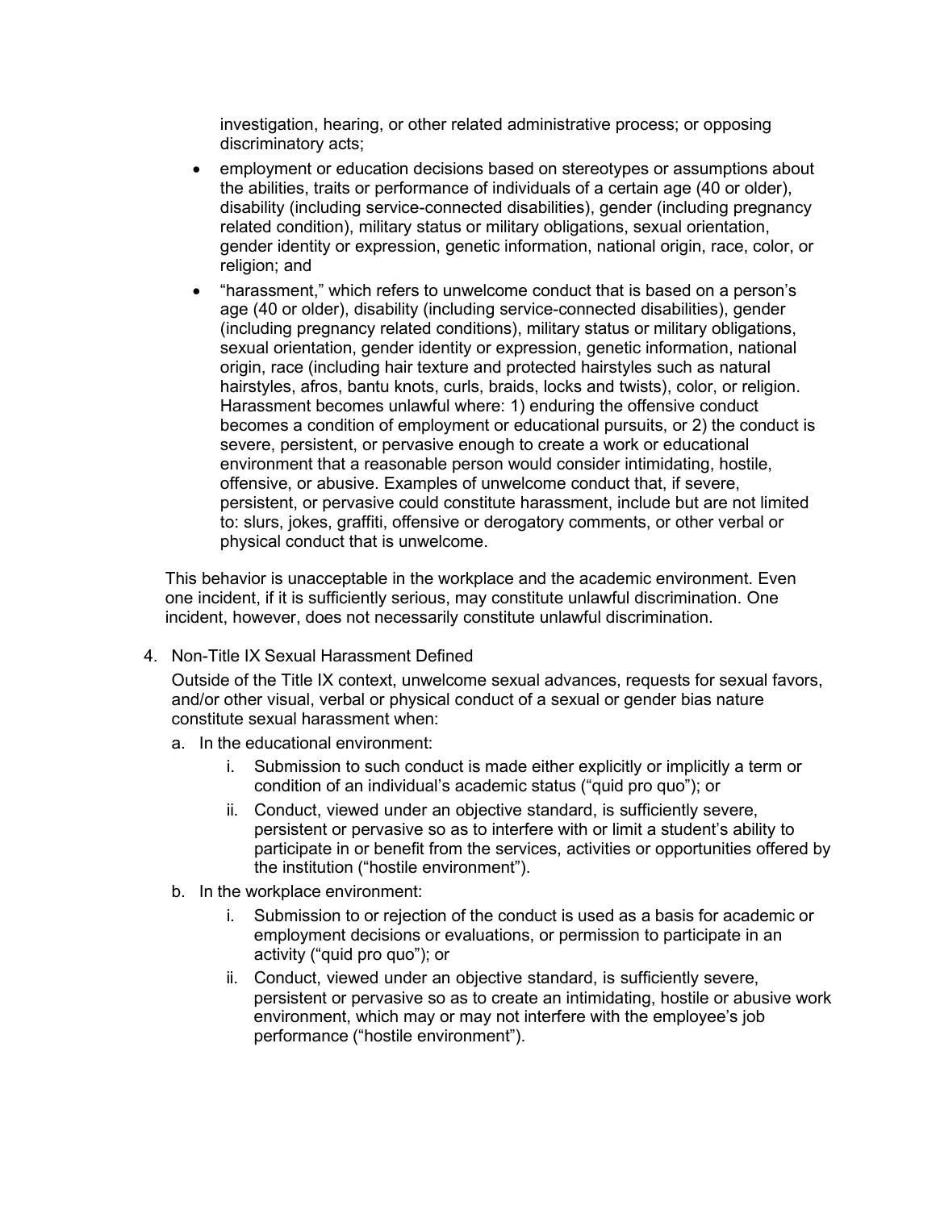investigation, hearing, or other related administrative process; or opposing discriminatory acts;

- employment or education decisions based on stereotypes or assumptions about the abilities, traits or performance of individuals of a certain age (40 or older), disability (including service-connected disabilities), gender (including pregnancy related condition), military status or military obligations, sexual orientation, gender identity or expression, genetic information, national origin, race, color, or religion; and
- "harassment," which refers to unwelcome conduct that is based on a person's age (40 or older), disability (including service-connected disabilities), gender (including pregnancy related conditions), military status or military obligations, sexual orientation, gender identity or expression, genetic information, national origin, race (including hair texture and protected hairstyles such as natural hairstyles, afros, bantu knots, curls, braids, locks and twists), color, or religion. Harassment becomes unlawful where: 1) enduring the offensive conduct becomes a condition of employment or educational pursuits, or 2) the conduct is severe, persistent, or pervasive enough to create a work or educational environment that a reasonable person would consider intimidating, hostile, offensive, or abusive. Examples of unwelcome conduct that, if severe, persistent, or pervasive could constitute harassment, include but are not limited to: slurs, jokes, graffiti, offensive or derogatory comments, or other verbal or physical conduct that is unwelcome.

This behavior is unacceptable in the workplace and the academic environment. Even one incident, if it is sufficiently serious, may constitute unlawful discrimination. One incident, however, does not necessarily constitute unlawful discrimination.

4. Non-Title IX Sexual Harassment Defined

   Outside of the Title IX context, unwelcome sexual advances, requests for sexual favors, and/or other visual, verbal or physical conduct of a sexual or gender bias nature constitute sexual harassment when:

   a. In the educational environment:
      i. Submission to such conduct is made either explicitly or implicitly a term or condition of an individual's academic status ("quid pro quo"); or
      ii. Conduct, viewed under an objective standard, is sufficiently severe, persistent or pervasive so as to interfere with or limit a student's ability to participate in or benefit from the services, activities or opportunities offered by the institution ("hostile environment").

   b. In the workplace environment:
      i. Submission to or rejection of the conduct is used as a basis for academic or employment decisions or evaluations, or permission to participate in an activity ("quid pro quo"); or
      ii. Conduct, viewed under an objective standard, is sufficiently severe, persistent or pervasive so as to create an intimidating, hostile or abusive work environment, which may or may not interfere with the employee's job performance ("hostile environment").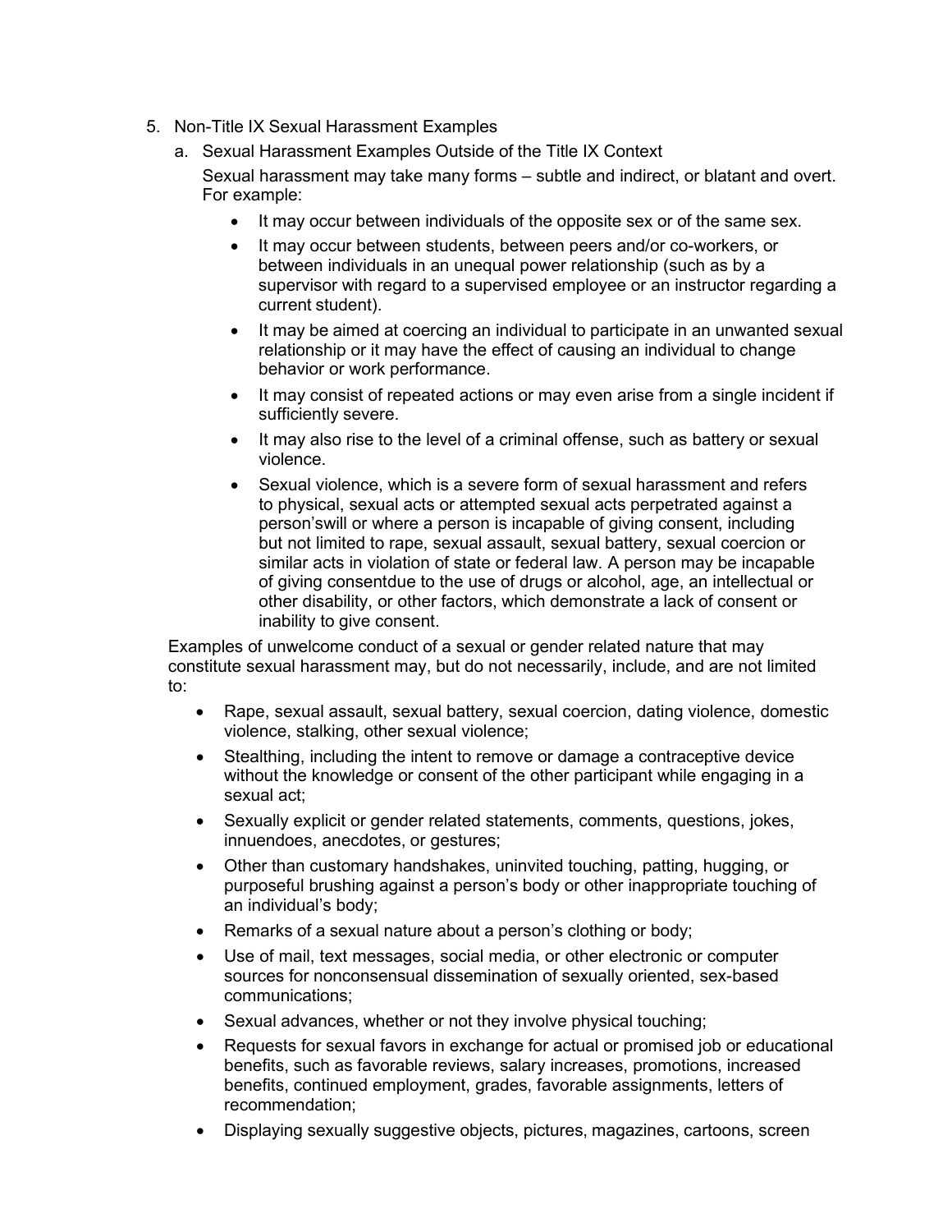5. Non-Title IX Sexual Harassment Examples

   a. Sexual Harassment Examples Outside of the Title IX Context

      Sexual harassment may take many forms – subtle and indirect, or blatant and overt. For example:

      - It may occur between individuals of the opposite sex or of the same sex.
      - It may occur between students, between peers and/or co-workers, or between individuals in an unequal power relationship (such as by a supervisor with regard to a supervised employee or an instructor regarding a current student).
      - It may be aimed at coercing an individual to participate in an unwanted sexual relationship or it may have the effect of causing an individual to change behavior or work performance.
      - It may consist of repeated actions or may even arise from a single incident if sufficiently severe.
      - It may also rise to the level of a criminal offense, such as battery or sexual violence.
      - Sexual violence, which is a severe form of sexual harassment and refers to physical, sexual acts or attempted sexual acts perpetrated against a person'swill or where a person is incapable of giving consent, including but not limited to rape, sexual assault, sexual battery, sexual coercion or similar acts in violation of state or federal law. A person may be incapable of giving consentdue to the use of drugs or alcohol, age, an intellectual or other disability, or other factors, which demonstrate a lack of consent or inability to give consent.

   Examples of unwelcome conduct of a sexual or gender related nature that may constitute sexual harassment may, but do not necessarily, include, and are not limited to:

   - Rape, sexual assault, sexual battery, sexual coercion, dating violence, domestic violence, stalking, other sexual violence;
   - Stealthing, including the intent to remove or damage a contraceptive device without the knowledge or consent of the other participant while engaging in a sexual act;
   - Sexually explicit or gender related statements, comments, questions, jokes, innuendoes, anecdotes, or gestures;
   - Other than customary handshakes, uninvited touching, patting, hugging, or purposeful brushing against a person's body or other inappropriate touching of an individual's body;
   - Remarks of a sexual nature about a person's clothing or body;
   - Use of mail, text messages, social media, or other electronic or computer sources for nonconsensual dissemination of sexually oriented, sex-based communications;
   - Sexual advances, whether or not they involve physical touching;
   - Requests for sexual favors in exchange for actual or promised job or educational benefits, such as favorable reviews, salary increases, promotions, increased benefits, continued employment, grades, favorable assignments, letters of recommendation;
   - Displaying sexually suggestive objects, pictures, magazines, cartoons, screen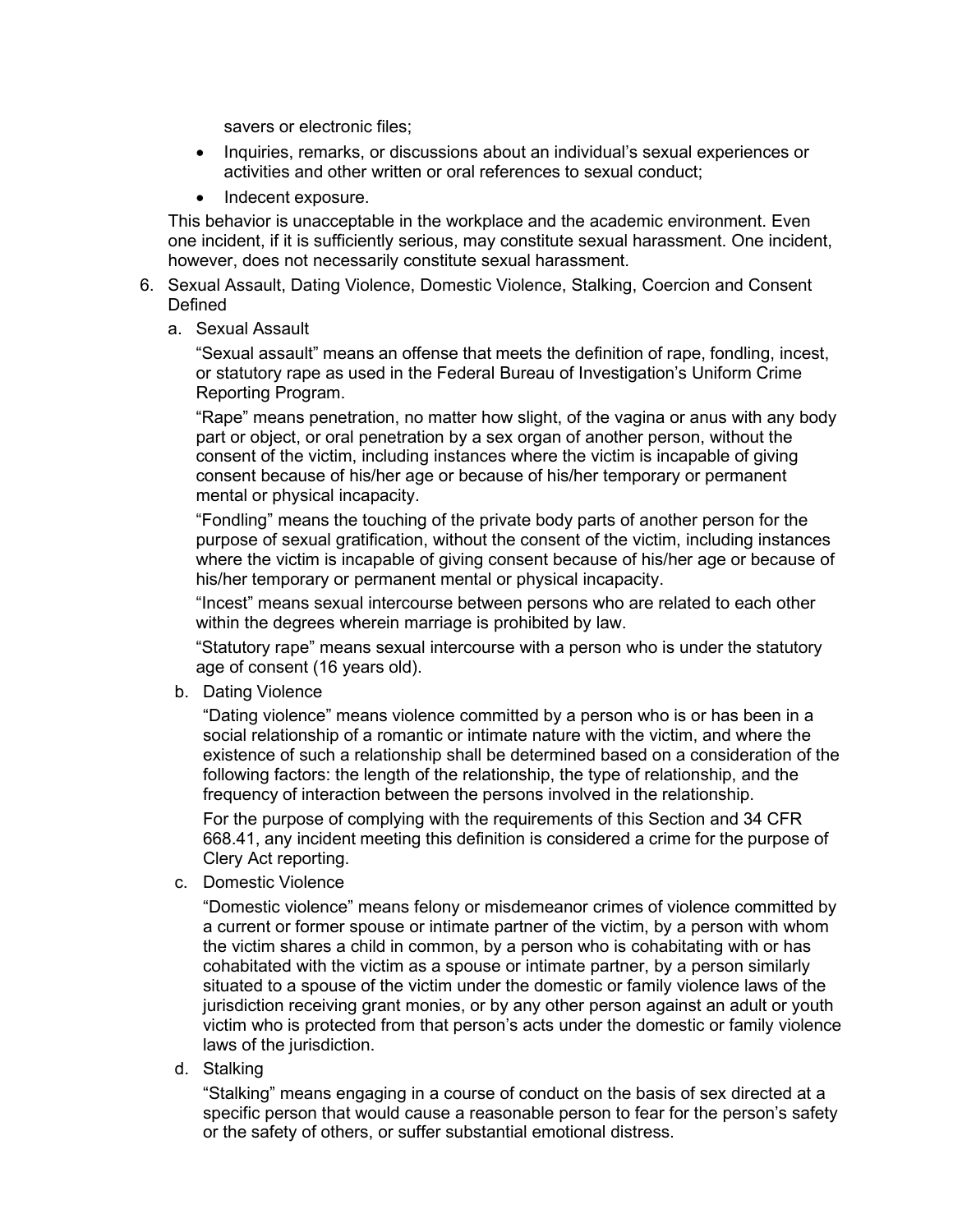savers or electronic files;

- Inquiries, remarks, or discussions about an individual's sexual experiences or activities and other written or oral references to sexual conduct;
- Indecent exposure.

This behavior is unacceptable in the workplace and the academic environment. Even one incident, if it is sufficiently serious, may constitute sexual harassment. One incident, however, does not necessarily constitute sexual harassment.

6. Sexual Assault, Dating Violence, Domestic Violence, Stalking, Coercion and Consent Defined

   a. Sexual Assault

      "Sexual assault" means an offense that meets the definition of rape, fondling, incest, or statutory rape as used in the Federal Bureau of Investigation's Uniform Crime Reporting Program.

      "Rape" means penetration, no matter how slight, of the vagina or anus with any body part or object, or oral penetration by a sex organ of another person, without the consent of the victim, including instances where the victim is incapable of giving consent because of his/her age or because of his/her temporary or permanent mental or physical incapacity.

      "Fondling" means the touching of the private body parts of another person for the purpose of sexual gratification, without the consent of the victim, including instances where the victim is incapable of giving consent because of his/her age or because of his/her temporary or permanent mental or physical incapacity.

      "Incest" means sexual intercourse between persons who are related to each other within the degrees wherein marriage is prohibited by law.

      "Statutory rape" means sexual intercourse with a person who is under the statutory age of consent (16 years old).

   b. Dating Violence

      "Dating violence" means violence committed by a person who is or has been in a social relationship of a romantic or intimate nature with the victim, and where the existence of such a relationship shall be determined based on a consideration of the following factors: the length of the relationship, the type of relationship, and the frequency of interaction between the persons involved in the relationship.

      For the purpose of complying with the requirements of this Section and 34 CFR 668.41, any incident meeting this definition is considered a crime for the purpose of Clery Act reporting.

   c. Domestic Violence

      "Domestic violence" means felony or misdemeanor crimes of violence committed by a current or former spouse or intimate partner of the victim, by a person with whom the victim shares a child in common, by a person who is cohabitating with or has cohabitated with the victim as a spouse or intimate partner, by a person similarly situated to a spouse of the victim under the domestic or family violence laws of the jurisdiction receiving grant monies, or by any other person against an adult or youth victim who is protected from that person's acts under the domestic or family violence laws of the jurisdiction.

   d. Stalking

      "Stalking" means engaging in a course of conduct on the basis of sex directed at a specific person that would cause a reasonable person to fear for the person's safety or the safety of others, or suffer substantial emotional distress.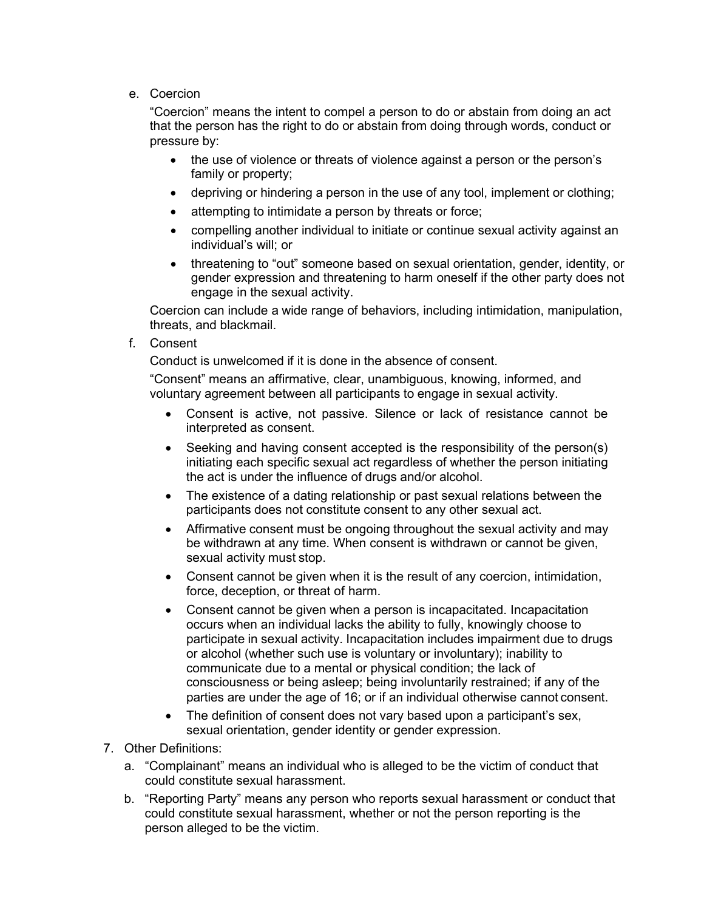e. Coercion

   "Coercion" means the intent to compel a person to do or abstain from doing an act that the person has the right to do or abstain from doing through words, conduct or pressure by:

   - the use of violence or threats of violence against a person or the person's family or property;
   - depriving or hindering a person in the use of any tool, implement or clothing;
   - attempting to intimidate a person by threats or force;
   - compelling another individual to initiate or continue sexual activity against an individual's will; or
   - threatening to "out" someone based on sexual orientation, gender, identity, or gender expression and threatening to harm oneself if the other party does not engage in the sexual activity.

   Coercion can include a wide range of behaviors, including intimidation, manipulation, threats, and blackmail.

f. Consent

   Conduct is unwelcomed if it is done in the absence of consent.

   "Consent" means an affirmative, clear, unambiguous, knowing, informed, and voluntary agreement between all participants to engage in sexual activity.

   - Consent is active, not passive. Silence or lack of resistance cannot be interpreted as consent.
   - Seeking and having consent accepted is the responsibility of the person(s) initiating each specific sexual act regardless of whether the person initiating the act is under the influence of drugs and/or alcohol.
   - The existence of a dating relationship or past sexual relations between the participants does not constitute consent to any other sexual act.
   - Affirmative consent must be ongoing throughout the sexual activity and may be withdrawn at any time. When consent is withdrawn or cannot be given, sexual activity must stop.
   - Consent cannot be given when it is the result of any coercion, intimidation, force, deception, or threat of harm.
   - Consent cannot be given when a person is incapacitated. Incapacitation occurs when an individual lacks the ability to fully, knowingly choose to participate in sexual activity. Incapacitation includes impairment due to drugs or alcohol (whether such use is voluntary or involuntary); inability to communicate due to a mental or physical condition; the lack of consciousness or being asleep; being involuntarily restrained; if any of the parties are under the age of 16; or if an individual otherwise cannot consent.
   - The definition of consent does not vary based upon a participant's sex, sexual orientation, gender identity or gender expression.

7. Other Definitions:
   a. "Complainant" means an individual who is alleged to be the victim of conduct that could constitute sexual harassment.
   b. "Reporting Party" means any person who reports sexual harassment or conduct that could constitute sexual harassment, whether or not the person reporting is the person alleged to be the victim.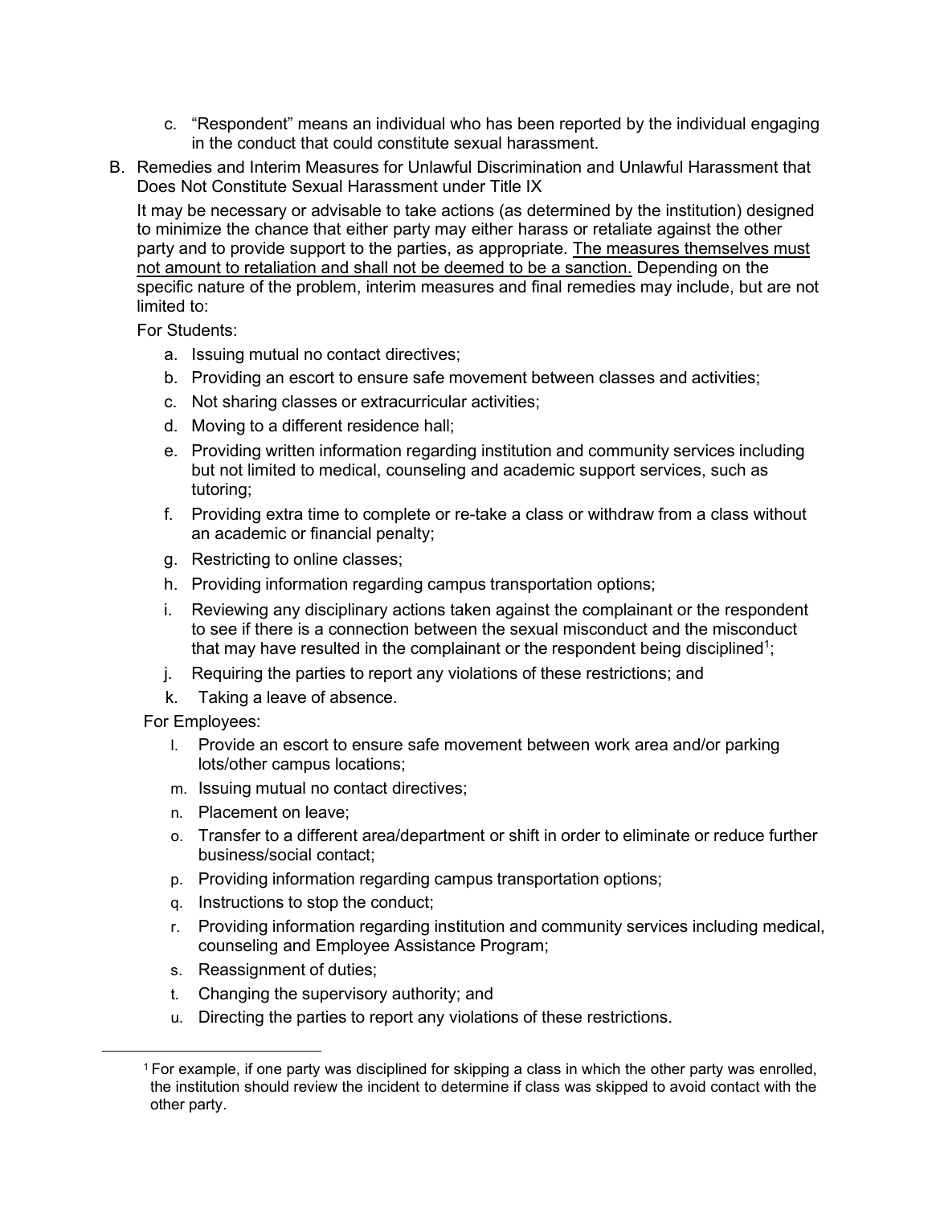c. "Respondent" means an individual who has been reported by the individual engaging in the conduct that could constitute sexual harassment.

B. Remedies and Interim Measures for Unlawful Discrimination and Unlawful Harassment that Does Not Constitute Sexual Harassment under Title IX

It may be necessary or advisable to take actions (as determined by the institution) designed to minimize the chance that either party may either harass or retaliate against the other party and to provide support to the parties, as appropriate. <u>The measures themselves must not amount to retaliation and shall not be deemed to be a sanction.</u> Depending on the specific nature of the problem, interim measures and final remedies may include, but are not limited to:

For Students:

a. Issuing mutual no contact directives;
b. Providing an escort to ensure safe movement between classes and activities;
c. Not sharing classes or extracurricular activities;
d. Moving to a different residence hall;
e. Providing written information regarding institution and community services including but not limited to medical, counseling and academic support services, such as tutoring;
f. Providing extra time to complete or re-take a class or withdraw from a class without an academic or financial penalty;
g. Restricting to online classes;
h. Providing information regarding campus transportation options;
i. Reviewing any disciplinary actions taken against the complainant or the respondent to see if there is a connection between the sexual misconduct and the misconduct that may have resulted in the complainant or the respondent being disciplined[1];
j. Requiring the parties to report any violations of these restrictions; and
k. Taking a leave of absence.

For Employees:

l. Provide an escort to ensure safe movement between work area and/or parking lots/other campus locations;
m. Issuing mutual no contact directives;
n. Placement on leave;
o. Transfer to a different area/department or shift in order to eliminate or reduce further business/social contact;
p. Providing information regarding campus transportation options;
q. Instructions to stop the conduct;
r. Providing information regarding institution and community services including medical, counseling and Employee Assistance Program;
s. Reassignment of duties;
t. Changing the supervisory authority; and
u. Directing the parties to report any violations of these restrictions.

---

[1] For example, if one party was disciplined for skipping a class in which the other party was enrolled, the institution should review the incident to determine if class was skipped to avoid contact with the other party.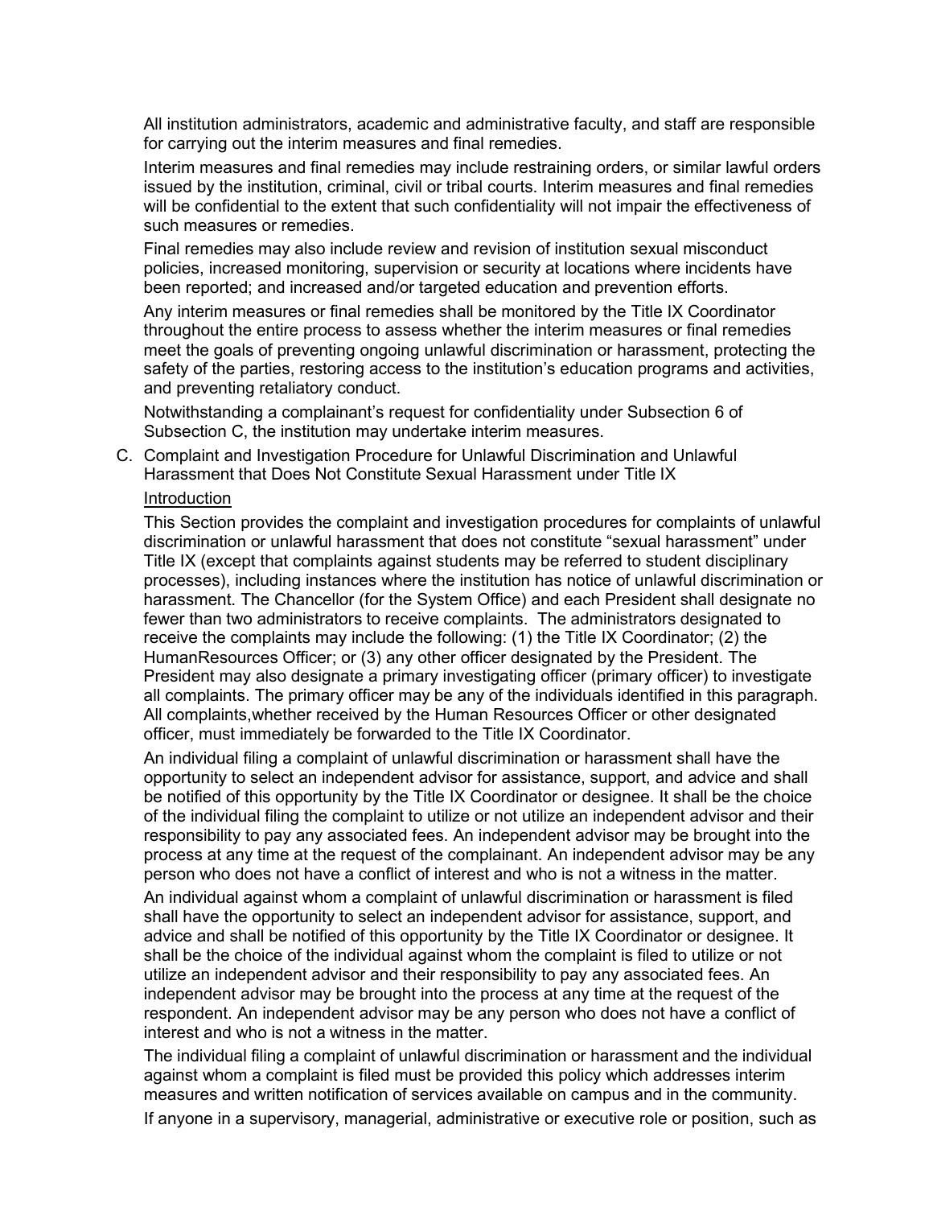All institution administrators, academic and administrative faculty, and staff are responsible for carrying out the interim measures and final remedies.

Interim measures and final remedies may include restraining orders, or similar lawful orders issued by the institution, criminal, civil or tribal courts. Interim measures and final remedies will be confidential to the extent that such confidentiality will not impair the effectiveness of such measures or remedies.

Final remedies may also include review and revision of institution sexual misconduct policies, increased monitoring, supervision or security at locations where incidents have been reported; and increased and/or targeted education and prevention efforts.

Any interim measures or final remedies shall be monitored by the Title IX Coordinator throughout the entire process to assess whether the interim measures or final remedies meet the goals of preventing ongoing unlawful discrimination or harassment, protecting the safety of the parties, restoring access to the institution's education programs and activities, and preventing retaliatory conduct.

Notwithstanding a complainant's request for confidentiality under Subsection 6 of Subsection C, the institution may undertake interim measures.

C. Complaint and Investigation Procedure for Unlawful Discrimination and Unlawful Harassment that Does Not Constitute Sexual Harassment under Title IX

<u>Introduction</u>

This Section provides the complaint and investigation procedures for complaints of unlawful discrimination or unlawful harassment that does not constitute "sexual harassment" under Title IX (except that complaints against students may be referred to student disciplinary processes), including instances where the institution has notice of unlawful discrimination or harassment. The Chancellor (for the System Office) and each President shall designate no fewer than two administrators to receive complaints. The administrators designated to receive the complaints may include the following: (1) the Title IX Coordinator; (2) the HumanResources Officer; or (3) any other officer designated by the President. The President may also designate a primary investigating officer (primary officer) to investigate all complaints. The primary officer may be any of the individuals identified in this paragraph. All complaints,whether received by the Human Resources Officer or other designated officer, must immediately be forwarded to the Title IX Coordinator.

An individual filing a complaint of unlawful discrimination or harassment shall have the opportunity to select an independent advisor for assistance, support, and advice and shall be notified of this opportunity by the Title IX Coordinator or designee. It shall be the choice of the individual filing the complaint to utilize or not utilize an independent advisor and their responsibility to pay any associated fees. An independent advisor may be brought into the process at any time at the request of the complainant. An independent advisor may be any person who does not have a conflict of interest and who is not a witness in the matter.

An individual against whom a complaint of unlawful discrimination or harassment is filed shall have the opportunity to select an independent advisor for assistance, support, and advice and shall be notified of this opportunity by the Title IX Coordinator or designee. It shall be the choice of the individual against whom the complaint is filed to utilize or not utilize an independent advisor and their responsibility to pay any associated fees. An independent advisor may be brought into the process at any time at the request of the respondent. An independent advisor may be any person who does not have a conflict of interest and who is not a witness in the matter.

The individual filing a complaint of unlawful discrimination or harassment and the individual against whom a complaint is filed must be provided this policy which addresses interim measures and written notification of services available on campus and in the community.

If anyone in a supervisory, managerial, administrative or executive role or position, such as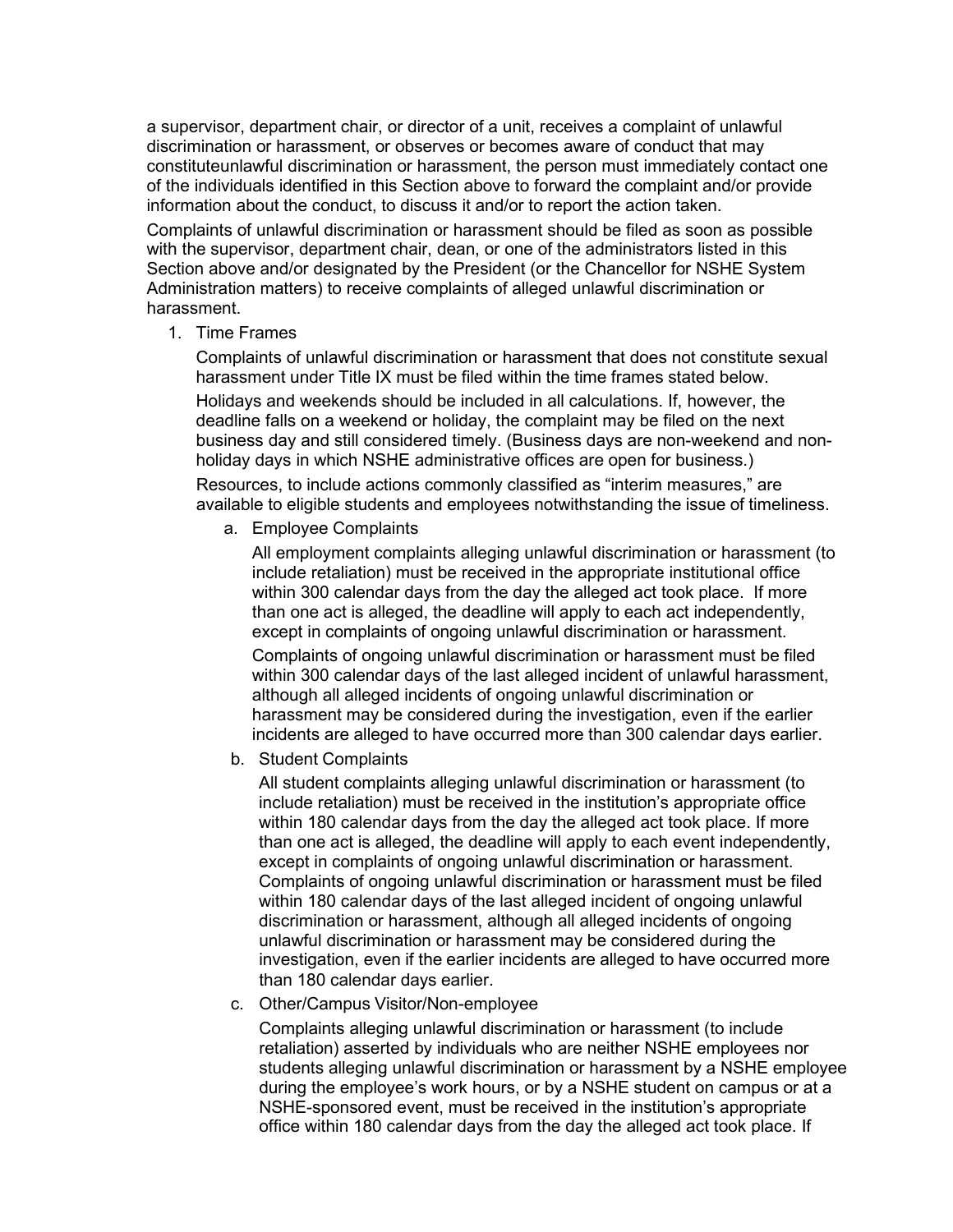a supervisor, department chair, or director of a unit, receives a complaint of unlawful discrimination or harassment, or observes or becomes aware of conduct that may constituteunlawful discrimination or harassment, the person must immediately contact one of the individuals identified in this Section above to forward the complaint and/or provide information about the conduct, to discuss it and/or to report the action taken.

Complaints of unlawful discrimination or harassment should be filed as soon as possible with the supervisor, department chair, dean, or one of the administrators listed in this Section above and/or designated by the President (or the Chancellor for NSHE System Administration matters) to receive complaints of alleged unlawful discrimination or harassment.

1. Time Frames

   Complaints of unlawful discrimination or harassment that does not constitute sexual harassment under Title IX must be filed within the time frames stated below.

   Holidays and weekends should be included in all calculations. If, however, the deadline falls on a weekend or holiday, the complaint may be filed on the next business day and still considered timely. (Business days are non-weekend and non-holiday days in which NSHE administrative offices are open for business.)

   Resources, to include actions commonly classified as "interim measures," are available to eligible students and employees notwithstanding the issue of timeliness.

   a. Employee Complaints

      All employment complaints alleging unlawful discrimination or harassment (to include retaliation) must be received in the appropriate institutional office within 300 calendar days from the day the alleged act took place. If more than one act is alleged, the deadline will apply to each act independently, except in complaints of ongoing unlawful discrimination or harassment.

      Complaints of ongoing unlawful discrimination or harassment must be filed within 300 calendar days of the last alleged incident of unlawful harassment, although all alleged incidents of ongoing unlawful discrimination or harassment may be considered during the investigation, even if the earlier incidents are alleged to have occurred more than 300 calendar days earlier.

   b. Student Complaints

      All student complaints alleging unlawful discrimination or harassment (to include retaliation) must be received in the institution's appropriate office within 180 calendar days from the day the alleged act took place. If more than one act is alleged, the deadline will apply to each event independently, except in complaints of ongoing unlawful discrimination or harassment. Complaints of ongoing unlawful discrimination or harassment must be filed within 180 calendar days of the last alleged incident of ongoing unlawful discrimination or harassment, although all alleged incidents of ongoing unlawful discrimination or harassment may be considered during the investigation, even if the earlier incidents are alleged to have occurred more than 180 calendar days earlier.

   c. Other/Campus Visitor/Non-employee

      Complaints alleging unlawful discrimination or harassment (to include retaliation) asserted by individuals who are neither NSHE employees nor students alleging unlawful discrimination or harassment by a NSHE employee during the employee's work hours, or by a NSHE student on campus or at a NSHE-sponsored event, must be received in the institution's appropriate office within 180 calendar days from the day the alleged act took place. If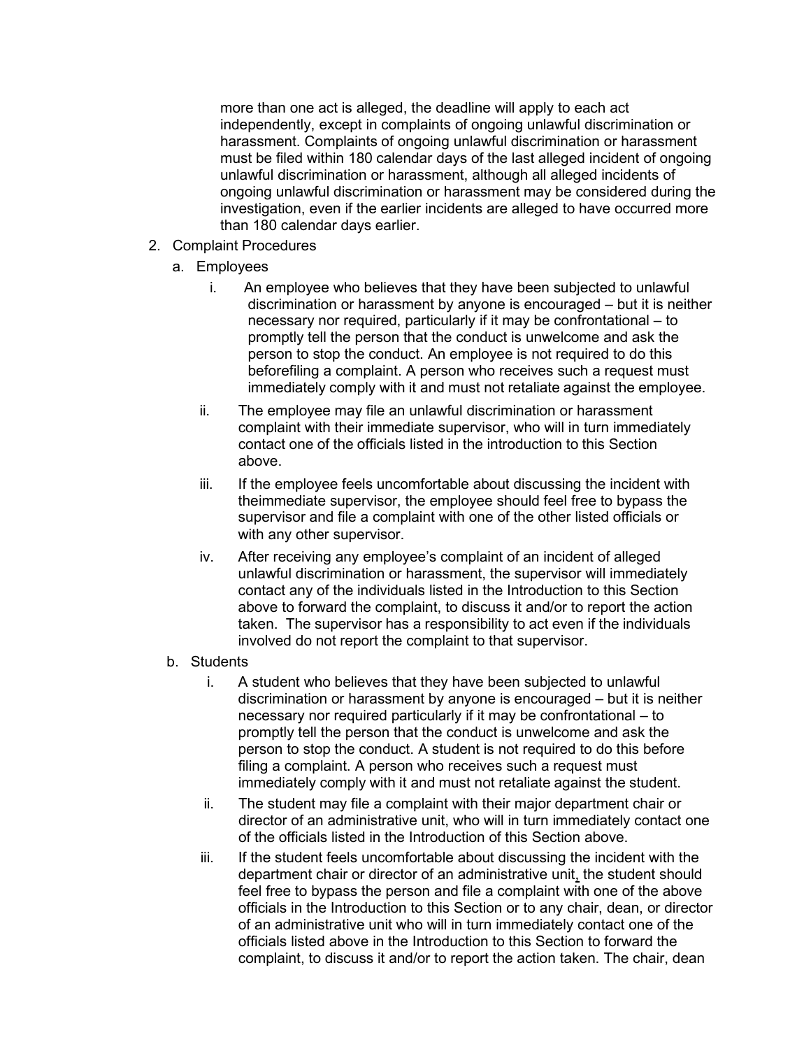more than one act is alleged, the deadline will apply to each act independently, except in complaints of ongoing unlawful discrimination or harassment. Complaints of ongoing unlawful discrimination or harassment must be filed within 180 calendar days of the last alleged incident of ongoing unlawful discrimination or harassment, although all alleged incidents of ongoing unlawful discrimination or harassment may be considered during the investigation, even if the earlier incidents are alleged to have occurred more than 180 calendar days earlier.

2. Complaint Procedures
   a. Employees
      i. An employee who believes that they have been subjected to unlawful discrimination or harassment by anyone is encouraged – but it is neither necessary nor required, particularly if it may be confrontational – to promptly tell the person that the conduct is unwelcome and ask the person to stop the conduct. An employee is not required to do this beforefiling a complaint. A person who receives such a request must immediately comply with it and must not retaliate against the employee.
      ii. The employee may file an unlawful discrimination or harassment complaint with their immediate supervisor, who will in turn immediately contact one of the officials listed in the introduction to this Section above.
      iii. If the employee feels uncomfortable about discussing the incident with theimmediate supervisor, the employee should feel free to bypass the supervisor and file a complaint with one of the other listed officials or with any other supervisor.
      iv. After receiving any employee's complaint of an incident of alleged unlawful discrimination or harassment, the supervisor will immediately contact any of the individuals listed in the Introduction to this Section above to forward the complaint, to discuss it and/or to report the action taken. The supervisor has a responsibility to act even if the individuals involved do not report the complaint to that supervisor.
   b. Students
      i. A student who believes that they have been subjected to unlawful discrimination or harassment by anyone is encouraged – but it is neither necessary nor required particularly if it may be confrontational – to promptly tell the person that the conduct is unwelcome and ask the person to stop the conduct. A student is not required to do this before filing a complaint. A person who receives such a request must immediately comply with it and must not retaliate against the student.
      ii. The student may file a complaint with their major department chair or director of an administrative unit, who will in turn immediately contact one of the officials listed in the Introduction of this Section above.
      iii. If the student feels uncomfortable about discussing the incident with the department chair or director of an administrative unit, the student should feel free to bypass the person and file a complaint with one of the above officials in the Introduction to this Section or to any chair, dean, or director of an administrative unit who will in turn immediately contact one of the officials listed above in the Introduction to this Section to forward the complaint, to discuss it and/or to report the action taken. The chair, dean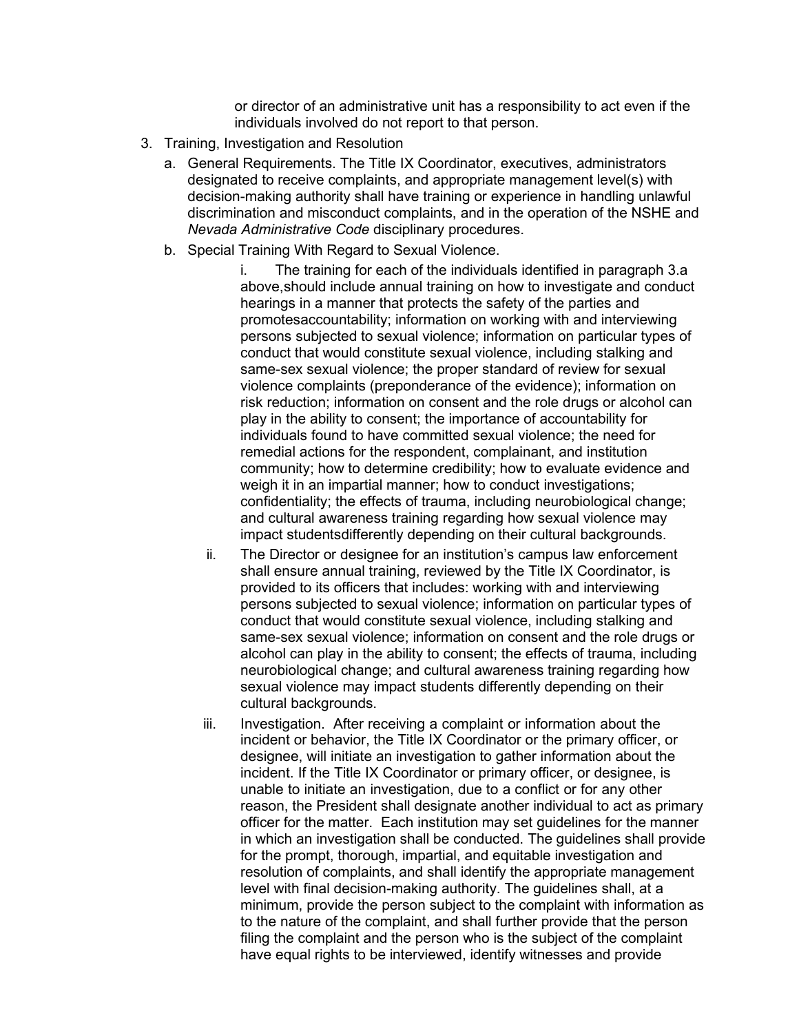or director of an administrative unit has a responsibility to act even if the individuals involved do not report to that person.

3. Training, Investigation and Resolution

   a. General Requirements. The Title IX Coordinator, executives, administrators designated to receive complaints, and appropriate management level(s) with decision-making authority shall have training or experience in handling unlawful discrimination and misconduct complaints, and in the operation of the NSHE and *Nevada Administrative Code* disciplinary procedures.

   b. Special Training With Regard to Sexual Violence.

      i. The training for each of the individuals identified in paragraph 3.a above,should include annual training on how to investigate and conduct hearings in a manner that protects the safety of the parties and promotesaccountability; information on working with and interviewing persons subjected to sexual violence; information on particular types of conduct that would constitute sexual violence, including stalking and same-sex sexual violence; the proper standard of review for sexual violence complaints (preponderance of the evidence); information on risk reduction; information on consent and the role drugs or alcohol can play in the ability to consent; the importance of accountability for individuals found to have committed sexual violence; the need for remedial actions for the respondent, complainant, and institution community; how to determine credibility; how to evaluate evidence and weigh it in an impartial manner; how to conduct investigations; confidentiality; the effects of trauma, including neurobiological change; and cultural awareness training regarding how sexual violence may impact studentsdifferently depending on their cultural backgrounds.

      ii. The Director or designee for an institution's campus law enforcement shall ensure annual training, reviewed by the Title IX Coordinator, is provided to its officers that includes: working with and interviewing persons subjected to sexual violence; information on particular types of conduct that would constitute sexual violence, including stalking and same-sex sexual violence; information on consent and the role drugs or alcohol can play in the ability to consent; the effects of trauma, including neurobiological change; and cultural awareness training regarding how sexual violence may impact students differently depending on their cultural backgrounds.

      iii. Investigation. After receiving a complaint or information about the incident or behavior, the Title IX Coordinator or the primary officer, or designee, will initiate an investigation to gather information about the incident. If the Title IX Coordinator or primary officer, or designee, is unable to initiate an investigation, due to a conflict or for any other reason, the President shall designate another individual to act as primary officer for the matter. Each institution may set guidelines for the manner in which an investigation shall be conducted. The guidelines shall provide for the prompt, thorough, impartial, and equitable investigation and resolution of complaints, and shall identify the appropriate management level with final decision-making authority. The guidelines shall, at a minimum, provide the person subject to the complaint with information as to the nature of the complaint, and shall further provide that the person filing the complaint and the person who is the subject of the complaint have equal rights to be interviewed, identify witnesses and provide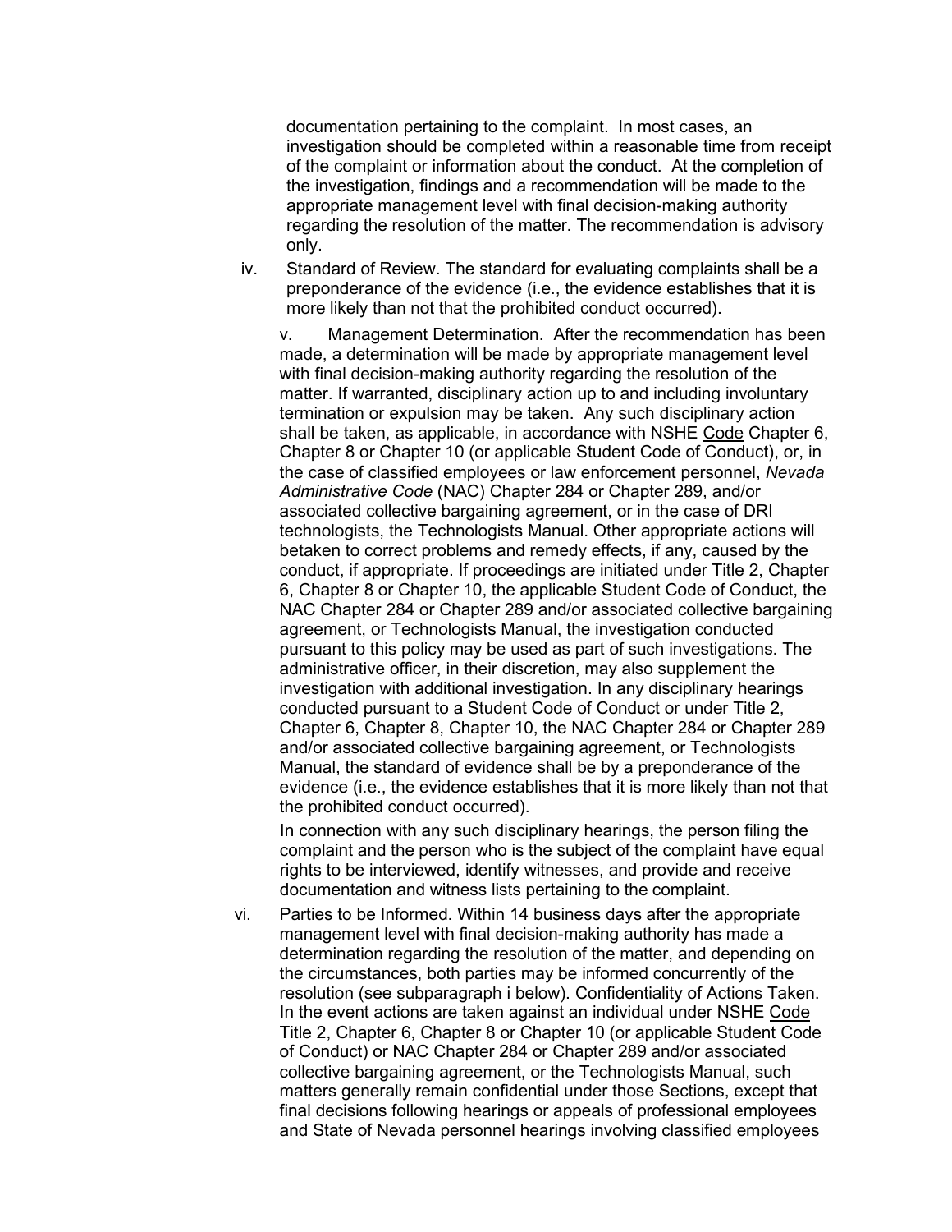documentation pertaining to the complaint. In most cases, an investigation should be completed within a reasonable time from receipt of the complaint or information about the conduct. At the completion of the investigation, findings and a recommendation will be made to the appropriate management level with final decision-making authority regarding the resolution of the matter. The recommendation is advisory only.

iv. Standard of Review. The standard for evaluating complaints shall be a preponderance of the evidence (i.e., the evidence establishes that it is more likely than not that the prohibited conduct occurred).

v. Management Determination. After the recommendation has been made, a determination will be made by appropriate management level with final decision-making authority regarding the resolution of the matter. If warranted, disciplinary action up to and including involuntary termination or expulsion may be taken. Any such disciplinary action shall be taken, as applicable, in accordance with NSHE Code Chapter 6, Chapter 8 or Chapter 10 (or applicable Student Code of Conduct), or, in the case of classified employees or law enforcement personnel, *Nevada Administrative Code* (NAC) Chapter 284 or Chapter 289, and/or associated collective bargaining agreement, or in the case of DRI technologists, the Technologists Manual. Other appropriate actions will betaken to correct problems and remedy effects, if any, caused by the conduct, if appropriate. If proceedings are initiated under Title 2, Chapter 6, Chapter 8 or Chapter 10, the applicable Student Code of Conduct, the NAC Chapter 284 or Chapter 289 and/or associated collective bargaining agreement, or Technologists Manual, the investigation conducted pursuant to this policy may be used as part of such investigations. The administrative officer, in their discretion, may also supplement the investigation with additional investigation. In any disciplinary hearings conducted pursuant to a Student Code of Conduct or under Title 2, Chapter 6, Chapter 8, Chapter 10, the NAC Chapter 284 or Chapter 289 and/or associated collective bargaining agreement, or Technologists Manual, the standard of evidence shall be by a preponderance of the evidence (i.e., the evidence establishes that it is more likely than not that the prohibited conduct occurred).

In connection with any such disciplinary hearings, the person filing the complaint and the person who is the subject of the complaint have equal rights to be interviewed, identify witnesses, and provide and receive documentation and witness lists pertaining to the complaint.

vi. Parties to be Informed. Within 14 business days after the appropriate management level with final decision-making authority has made a determination regarding the resolution of the matter, and depending on the circumstances, both parties may be informed concurrently of the resolution (see subparagraph i below). Confidentiality of Actions Taken. In the event actions are taken against an individual under NSHE Code Title 2, Chapter 6, Chapter 8 or Chapter 10 (or applicable Student Code of Conduct) or NAC Chapter 284 or Chapter 289 and/or associated collective bargaining agreement, or the Technologists Manual, such matters generally remain confidential under those Sections, except that final decisions following hearings or appeals of professional employees and State of Nevada personnel hearings involving classified employees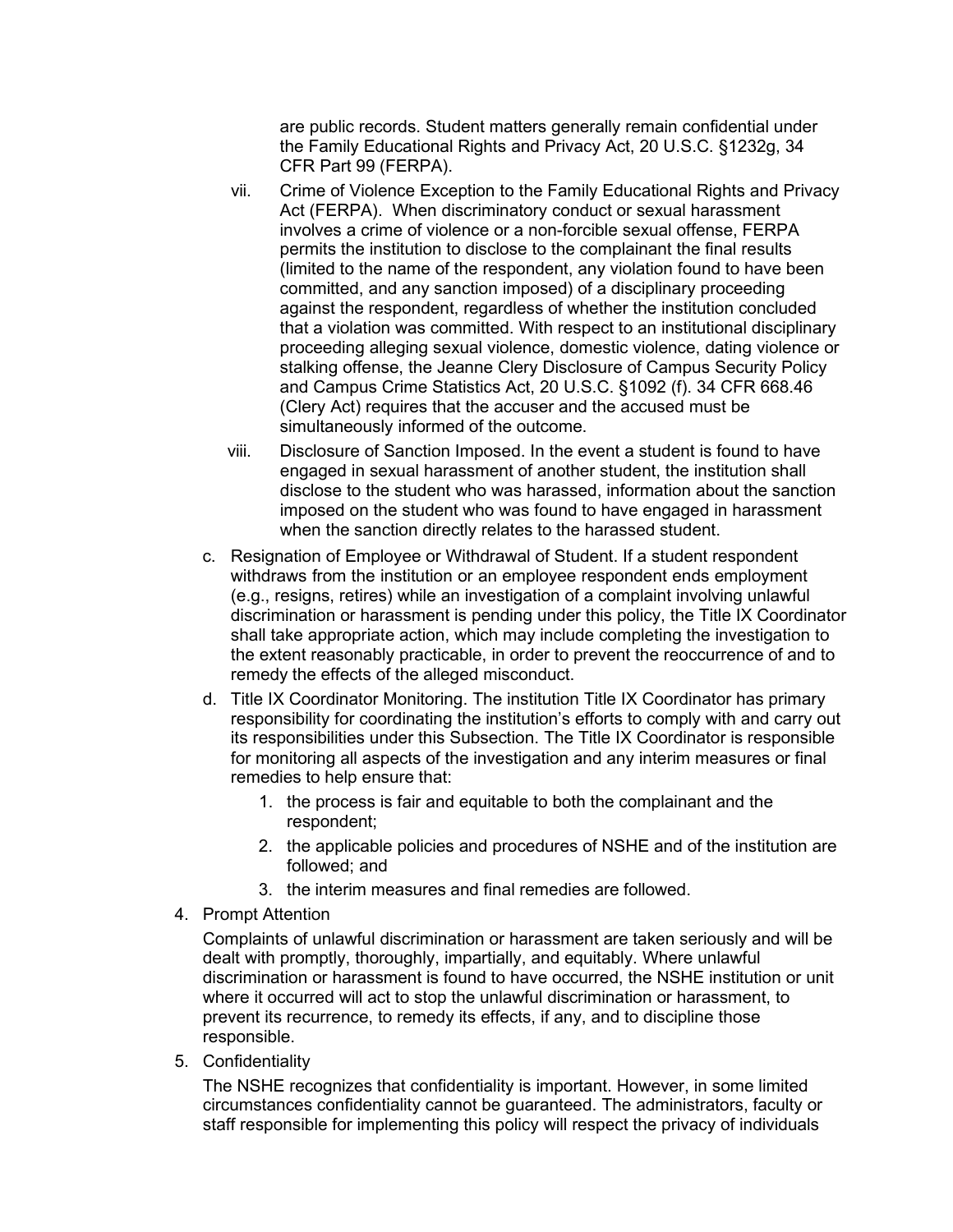are public records. Student matters generally remain confidential under the Family Educational Rights and Privacy Act, 20 U.S.C. §1232g, 34 CFR Part 99 (FERPA).

vii. Crime of Violence Exception to the Family Educational Rights and Privacy Act (FERPA). When discriminatory conduct or sexual harassment involves a crime of violence or a non-forcible sexual offense, FERPA permits the institution to disclose to the complainant the final results (limited to the name of the respondent, any violation found to have been committed, and any sanction imposed) of a disciplinary proceeding against the respondent, regardless of whether the institution concluded that a violation was committed. With respect to an institutional disciplinary proceeding alleging sexual violence, domestic violence, dating violence or stalking offense, the Jeanne Clery Disclosure of Campus Security Policy and Campus Crime Statistics Act, 20 U.S.C. §1092 (f). 34 CFR 668.46 (Clery Act) requires that the accuser and the accused must be simultaneously informed of the outcome.

viii. Disclosure of Sanction Imposed. In the event a student is found to have engaged in sexual harassment of another student, the institution shall disclose to the student who was harassed, information about the sanction imposed on the student who was found to have engaged in harassment when the sanction directly relates to the harassed student.

c. Resignation of Employee or Withdrawal of Student. If a student respondent withdraws from the institution or an employee respondent ends employment (e.g., resigns, retires) while an investigation of a complaint involving unlawful discrimination or harassment is pending under this policy, the Title IX Coordinator shall take appropriate action, which may include completing the investigation to the extent reasonably practicable, in order to prevent the reoccurrence of and to remedy the effects of the alleged misconduct.

d. Title IX Coordinator Monitoring. The institution Title IX Coordinator has primary responsibility for coordinating the institution's efforts to comply with and carry out its responsibilities under this Subsection. The Title IX Coordinator is responsible for monitoring all aspects of the investigation and any interim measures or final remedies to help ensure that:

   1. the process is fair and equitable to both the complainant and the respondent;
   2. the applicable policies and procedures of NSHE and of the institution are followed; and
   3. the interim measures and final remedies are followed.

4. Prompt Attention

   Complaints of unlawful discrimination or harassment are taken seriously and will be dealt with promptly, thoroughly, impartially, and equitably. Where unlawful discrimination or harassment is found to have occurred, the NSHE institution or unit where it occurred will act to stop the unlawful discrimination or harassment, to prevent its recurrence, to remedy its effects, if any, and to discipline those responsible.

5. Confidentiality

   The NSHE recognizes that confidentiality is important. However, in some limited circumstances confidentiality cannot be guaranteed. The administrators, faculty or staff responsible for implementing this policy will respect the privacy of individuals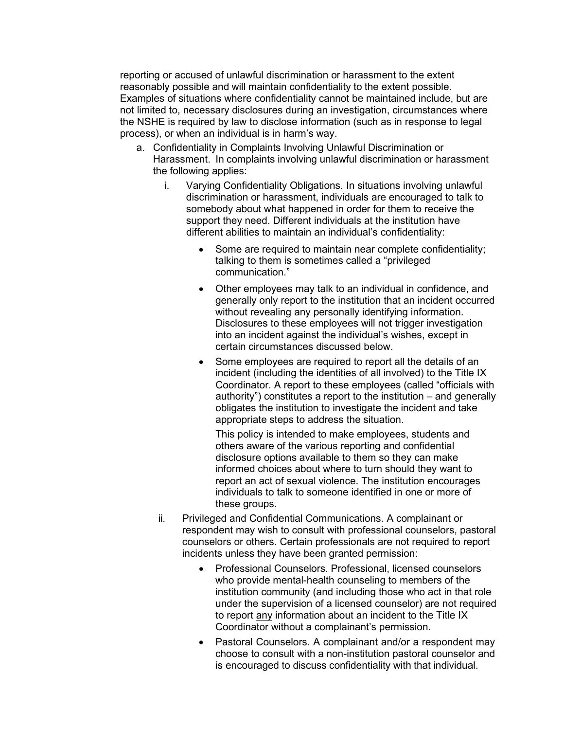reporting or accused of unlawful discrimination or harassment to the extent reasonably possible and will maintain confidentiality to the extent possible. Examples of situations where confidentiality cannot be maintained include, but are not limited to, necessary disclosures during an investigation, circumstances where the NSHE is required by law to disclose information (such as in response to legal process), or when an individual is in harm's way.

a. Confidentiality in Complaints Involving Unlawful Discrimination or Harassment. In complaints involving unlawful discrimination or harassment the following applies:

   i. Varying Confidentiality Obligations. In situations involving unlawful discrimination or harassment, individuals are encouraged to talk to somebody about what happened in order for them to receive the support they need. Different individuals at the institution have different abilities to maintain an individual's confidentiality:

      - Some are required to maintain near complete confidentiality; talking to them is sometimes called a "privileged communication."
      - Other employees may talk to an individual in confidence, and generally only report to the institution that an incident occurred without revealing any personally identifying information. Disclosures to these employees will not trigger investigation into an incident against the individual's wishes, except in certain circumstances discussed below.
      - Some employees are required to report all the details of an incident (including the identities of all involved) to the Title IX Coordinator. A report to these employees (called "officials with authority") constitutes a report to the institution – and generally obligates the institution to investigate the incident and take appropriate steps to address the situation.

        This policy is intended to make employees, students and others aware of the various reporting and confidential disclosure options available to them so they can make informed choices about where to turn should they want to report an act of sexual violence. The institution encourages individuals to talk to someone identified in one or more of these groups.

   ii. Privileged and Confidential Communications. A complainant or respondent may wish to consult with professional counselors, pastoral counselors or others. Certain professionals are not required to report incidents unless they have been granted permission:

      - Professional Counselors. Professional, licensed counselors who provide mental-health counseling to members of the institution community (and including those who act in that role under the supervision of a licensed counselor) are not required to report <u>any</u> information about an incident to the Title IX Coordinator without a complainant's permission.
      - Pastoral Counselors. A complainant and/or a respondent may choose to consult with a non-institution pastoral counselor and is encouraged to discuss confidentiality with that individual.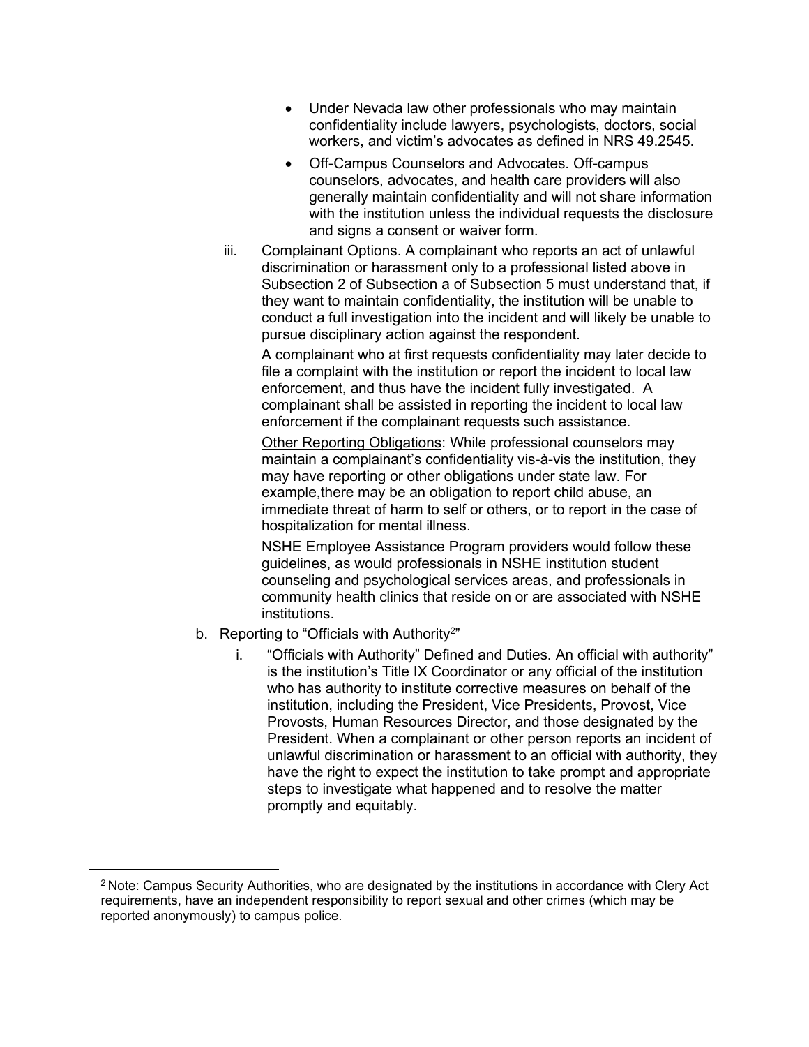- Under Nevada law other professionals who may maintain confidentiality include lawyers, psychologists, doctors, social workers, and victim's advocates as defined in NRS 49.2545.
- Off-Campus Counselors and Advocates. Off-campus counselors, advocates, and health care providers will also generally maintain confidentiality and will not share information with the institution unless the individual requests the disclosure and signs a consent or waiver form.

iii. Complainant Options. A complainant who reports an act of unlawful discrimination or harassment only to a professional listed above in Subsection 2 of Subsection a of Subsection 5 must understand that, if they want to maintain confidentiality, the institution will be unable to conduct a full investigation into the incident and will likely be unable to pursue disciplinary action against the respondent.

A complainant who at first requests confidentiality may later decide to file a complaint with the institution or report the incident to local law enforcement, and thus have the incident fully investigated. A complainant shall be assisted in reporting the incident to local law enforcement if the complainant requests such assistance.

<u>Other Reporting Obligations</u>: While professional counselors may maintain a complainant's confidentiality vis-à-vis the institution, they may have reporting or other obligations under state law. For example,there may be an obligation to report child abuse, an immediate threat of harm to self or others, or to report in the case of hospitalization for mental illness.

NSHE Employee Assistance Program providers would follow these guidelines, as would professionals in NSHE institution student counseling and psychological services areas, and professionals in community health clinics that reside on or are associated with NSHE institutions.

b. Reporting to "Officials with Authority[2]"

i. "Officials with Authority" Defined and Duties. An official with authority" is the institution's Title IX Coordinator or any official of the institution who has authority to institute corrective measures on behalf of the institution, including the President, Vice Presidents, Provost, Vice Provosts, Human Resources Director, and those designated by the President. When a complainant or other person reports an incident of unlawful discrimination or harassment to an official with authority, they have the right to expect the institution to take prompt and appropriate steps to investigate what happened and to resolve the matter promptly and equitably.

---

[2] Note: Campus Security Authorities, who are designated by the institutions in accordance with Clery Act requirements, have an independent responsibility to report sexual and other crimes (which may be reported anonymously) to campus police.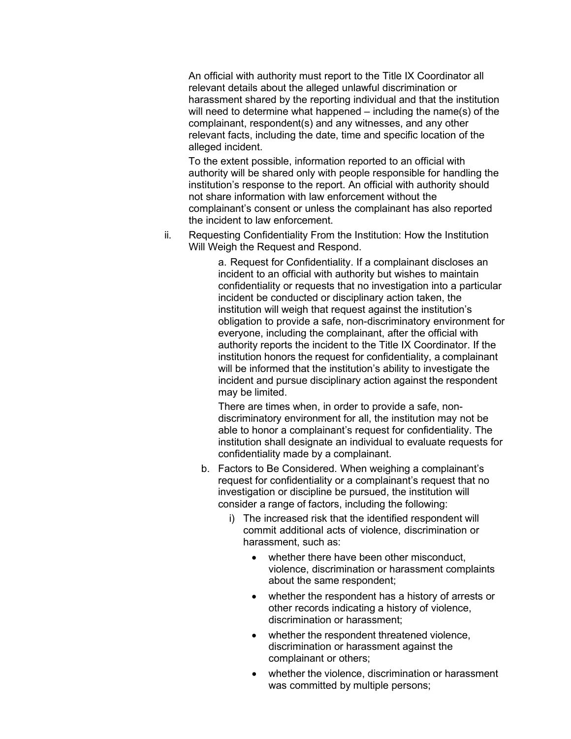An official with authority must report to the Title IX Coordinator all relevant details about the alleged unlawful discrimination or harassment shared by the reporting individual and that the institution will need to determine what happened – including the name(s) of the complainant, respondent(s) and any witnesses, and any other relevant facts, including the date, time and specific location of the alleged incident.

To the extent possible, information reported to an official with authority will be shared only with people responsible for handling the institution's response to the report. An official with authority should not share information with law enforcement without the complainant's consent or unless the complainant has also reported the incident to law enforcement.

ii. Requesting Confidentiality From the Institution: How the Institution Will Weigh the Request and Respond.

a. Request for Confidentiality. If a complainant discloses an incident to an official with authority but wishes to maintain confidentiality or requests that no investigation into a particular incident be conducted or disciplinary action taken, the institution will weigh that request against the institution's obligation to provide a safe, non-discriminatory environment for everyone, including the complainant, after the official with authority reports the incident to the Title IX Coordinator. If the institution honors the request for confidentiality, a complainant will be informed that the institution's ability to investigate the incident and pursue disciplinary action against the respondent may be limited.

There are times when, in order to provide a safe, non-discriminatory environment for all, the institution may not be able to honor a complainant's request for confidentiality. The institution shall designate an individual to evaluate requests for confidentiality made by a complainant.

b. Factors to Be Considered. When weighing a complainant's request for confidentiality or a complainant's request that no investigation or discipline be pursued, the institution will consider a range of factors, including the following:

i) The increased risk that the identified respondent will commit additional acts of violence, discrimination or harassment, such as:

- whether there have been other misconduct, violence, discrimination or harassment complaints about the same respondent;
- whether the respondent has a history of arrests or other records indicating a history of violence, discrimination or harassment;
- whether the respondent threatened violence, discrimination or harassment against the complainant or others;
- whether the violence, discrimination or harassment was committed by multiple persons;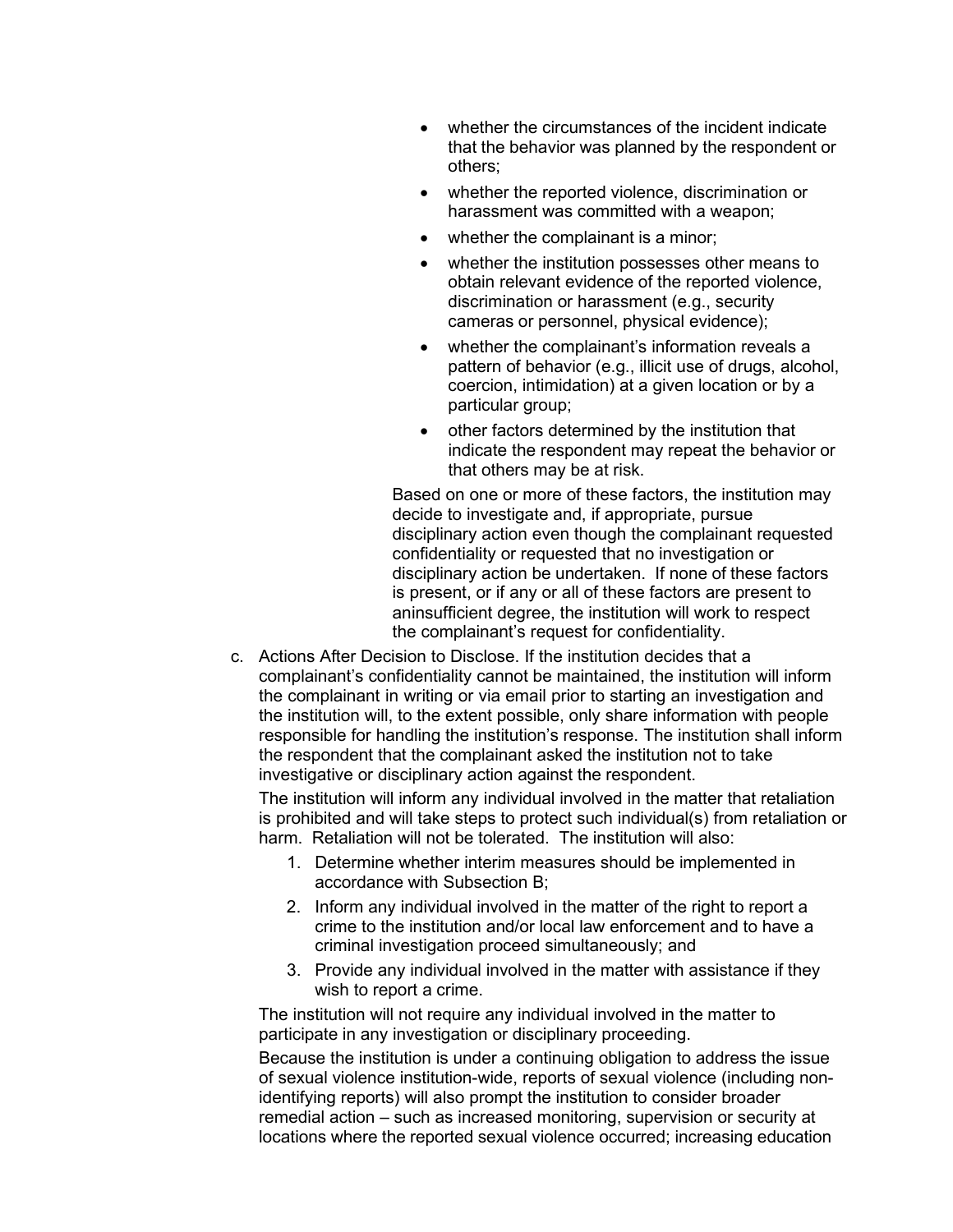- whether the circumstances of the incident indicate that the behavior was planned by the respondent or others;
- whether the reported violence, discrimination or harassment was committed with a weapon;
- whether the complainant is a minor;
- whether the institution possesses other means to obtain relevant evidence of the reported violence, discrimination or harassment (e.g., security cameras or personnel, physical evidence);
- whether the complainant's information reveals a pattern of behavior (e.g., illicit use of drugs, alcohol, coercion, intimidation) at a given location or by a particular group;
- other factors determined by the institution that indicate the respondent may repeat the behavior or that others may be at risk.

Based on one or more of these factors, the institution may decide to investigate and, if appropriate, pursue disciplinary action even though the complainant requested confidentiality or requested that no investigation or disciplinary action be undertaken. If none of these factors is present, or if any or all of these factors are present to aninsufficient degree, the institution will work to respect the complainant's request for confidentiality.

c. Actions After Decision to Disclose. If the institution decides that a complainant's confidentiality cannot be maintained, the institution will inform the complainant in writing or via email prior to starting an investigation and the institution will, to the extent possible, only share information with people responsible for handling the institution's response. The institution shall inform the respondent that the complainant asked the institution not to take investigative or disciplinary action against the respondent.

The institution will inform any individual involved in the matter that retaliation is prohibited and will take steps to protect such individual(s) from retaliation or harm. Retaliation will not be tolerated. The institution will also:

1. Determine whether interim measures should be implemented in accordance with Subsection B;
2. Inform any individual involved in the matter of the right to report a crime to the institution and/or local law enforcement and to have a criminal investigation proceed simultaneously; and
3. Provide any individual involved in the matter with assistance if they wish to report a crime.

The institution will not require any individual involved in the matter to participate in any investigation or disciplinary proceeding.

Because the institution is under a continuing obligation to address the issue of sexual violence institution-wide, reports of sexual violence (including non-identifying reports) will also prompt the institution to consider broader remedial action – such as increased monitoring, supervision or security at locations where the reported sexual violence occurred; increasing education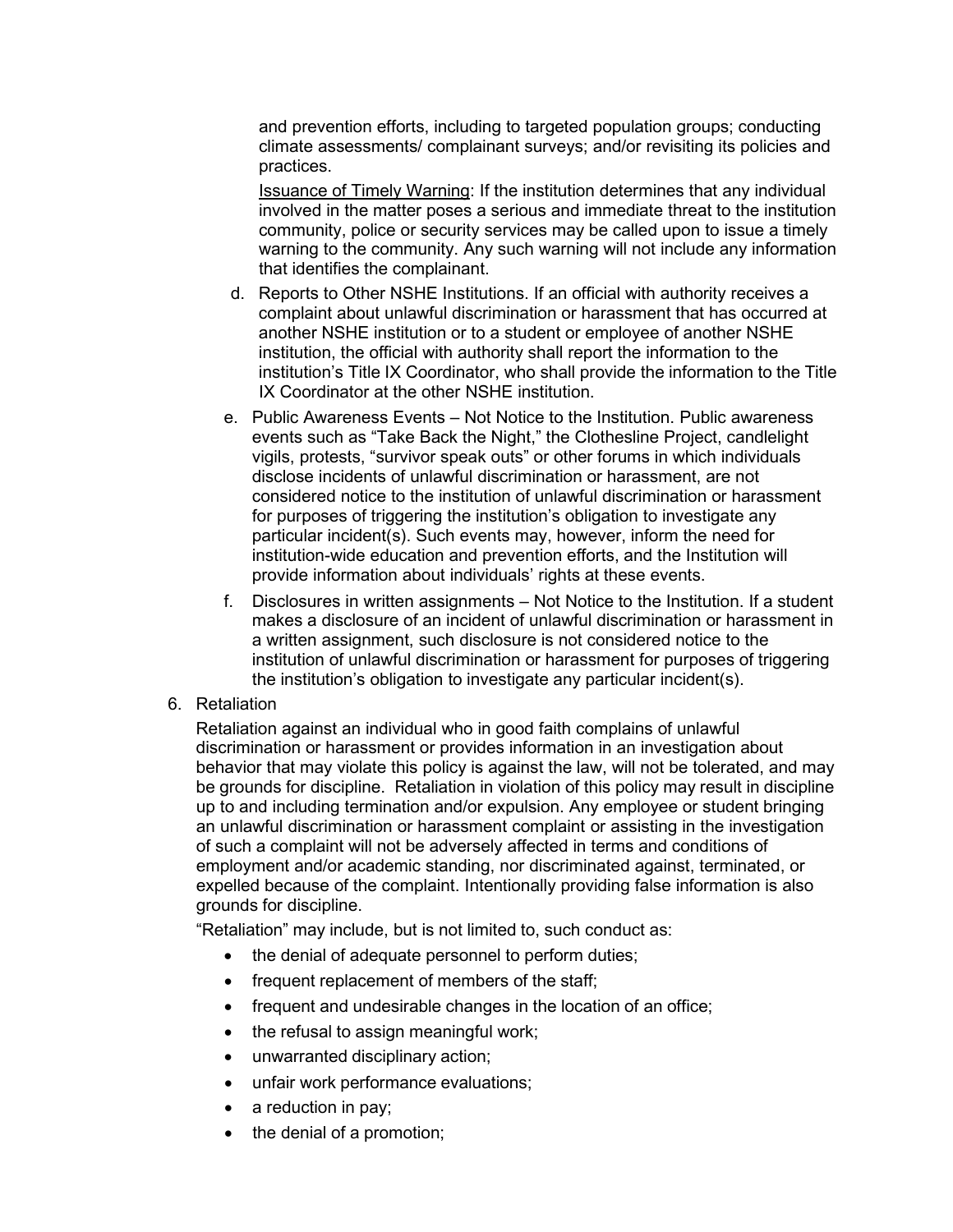and prevention efforts, including to targeted population groups; conducting climate assessments/ complainant surveys; and/or revisiting its policies and practices.

<u>Issuance of Timely Warning</u>: If the institution determines that any individual involved in the matter poses a serious and immediate threat to the institution community, police or security services may be called upon to issue a timely warning to the community. Any such warning will not include any information that identifies the complainant.

d. Reports to Other NSHE Institutions. If an official with authority receives a complaint about unlawful discrimination or harassment that has occurred at another NSHE institution or to a student or employee of another NSHE institution, the official with authority shall report the information to the institution's Title IX Coordinator, who shall provide the information to the Title IX Coordinator at the other NSHE institution.

e. Public Awareness Events – Not Notice to the Institution. Public awareness events such as "Take Back the Night," the Clothesline Project, candlelight vigils, protests, "survivor speak outs" or other forums in which individuals disclose incidents of unlawful discrimination or harassment, are not considered notice to the institution of unlawful discrimination or harassment for purposes of triggering the institution's obligation to investigate any particular incident(s). Such events may, however, inform the need for institution-wide education and prevention efforts, and the Institution will provide information about individuals' rights at these events.

f. Disclosures in written assignments – Not Notice to the Institution. If a student makes a disclosure of an incident of unlawful discrimination or harassment in a written assignment, such disclosure is not considered notice to the institution of unlawful discrimination or harassment for purposes of triggering the institution's obligation to investigate any particular incident(s).

6. Retaliation

Retaliation against an individual who in good faith complains of unlawful discrimination or harassment or provides information in an investigation about behavior that may violate this policy is against the law, will not be tolerated, and may be grounds for discipline. Retaliation in violation of this policy may result in discipline up to and including termination and/or expulsion. Any employee or student bringing an unlawful discrimination or harassment complaint or assisting in the investigation of such a complaint will not be adversely affected in terms and conditions of employment and/or academic standing, nor discriminated against, terminated, or expelled because of the complaint. Intentionally providing false information is also grounds for discipline.

"Retaliation" may include, but is not limited to, such conduct as:

- the denial of adequate personnel to perform duties;
- frequent replacement of members of the staff;
- frequent and undesirable changes in the location of an office;
- the refusal to assign meaningful work;
- unwarranted disciplinary action;
- unfair work performance evaluations;
- a reduction in pay;
- the denial of a promotion;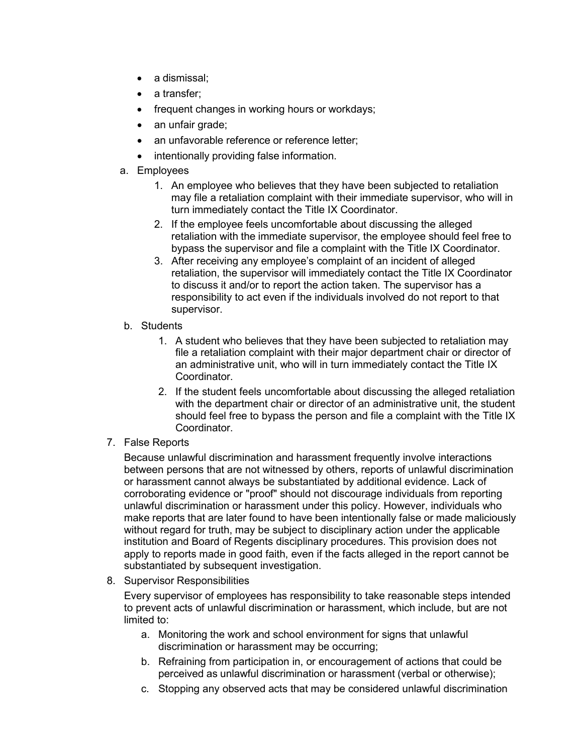- a dismissal;
- a transfer;
- frequent changes in working hours or workdays;
- an unfair grade;
- an unfavorable reference or reference letter;
- intentionally providing false information.

a. Employees

1. An employee who believes that they have been subjected to retaliation may file a retaliation complaint with their immediate supervisor, who will in turn immediately contact the Title IX Coordinator.
2. If the employee feels uncomfortable about discussing the alleged retaliation with the immediate supervisor, the employee should feel free to bypass the supervisor and file a complaint with the Title IX Coordinator.
3. After receiving any employee's complaint of an incident of alleged retaliation, the supervisor will immediately contact the Title IX Coordinator to discuss it and/or to report the action taken. The supervisor has a responsibility to act even if the individuals involved do not report to that supervisor.

b. Students

1. A student who believes that they have been subjected to retaliation may file a retaliation complaint with their major department chair or director of an administrative unit, who will in turn immediately contact the Title IX Coordinator.
2. If the student feels uncomfortable about discussing the alleged retaliation with the department chair or director of an administrative unit, the student should feel free to bypass the person and file a complaint with the Title IX Coordinator.

7. False Reports

Because unlawful discrimination and harassment frequently involve interactions between persons that are not witnessed by others, reports of unlawful discrimination or harassment cannot always be substantiated by additional evidence. Lack of corroborating evidence or "proof" should not discourage individuals from reporting unlawful discrimination or harassment under this policy. However, individuals who make reports that are later found to have been intentionally false or made maliciously without regard for truth, may be subject to disciplinary action under the applicable institution and Board of Regents disciplinary procedures. This provision does not apply to reports made in good faith, even if the facts alleged in the report cannot be substantiated by subsequent investigation.

8. Supervisor Responsibilities

Every supervisor of employees has responsibility to take reasonable steps intended to prevent acts of unlawful discrimination or harassment, which include, but are not limited to:

a. Monitoring the work and school environment for signs that unlawful discrimination or harassment may be occurring;
b. Refraining from participation in, or encouragement of actions that could be perceived as unlawful discrimination or harassment (verbal or otherwise);
c. Stopping any observed acts that may be considered unlawful discrimination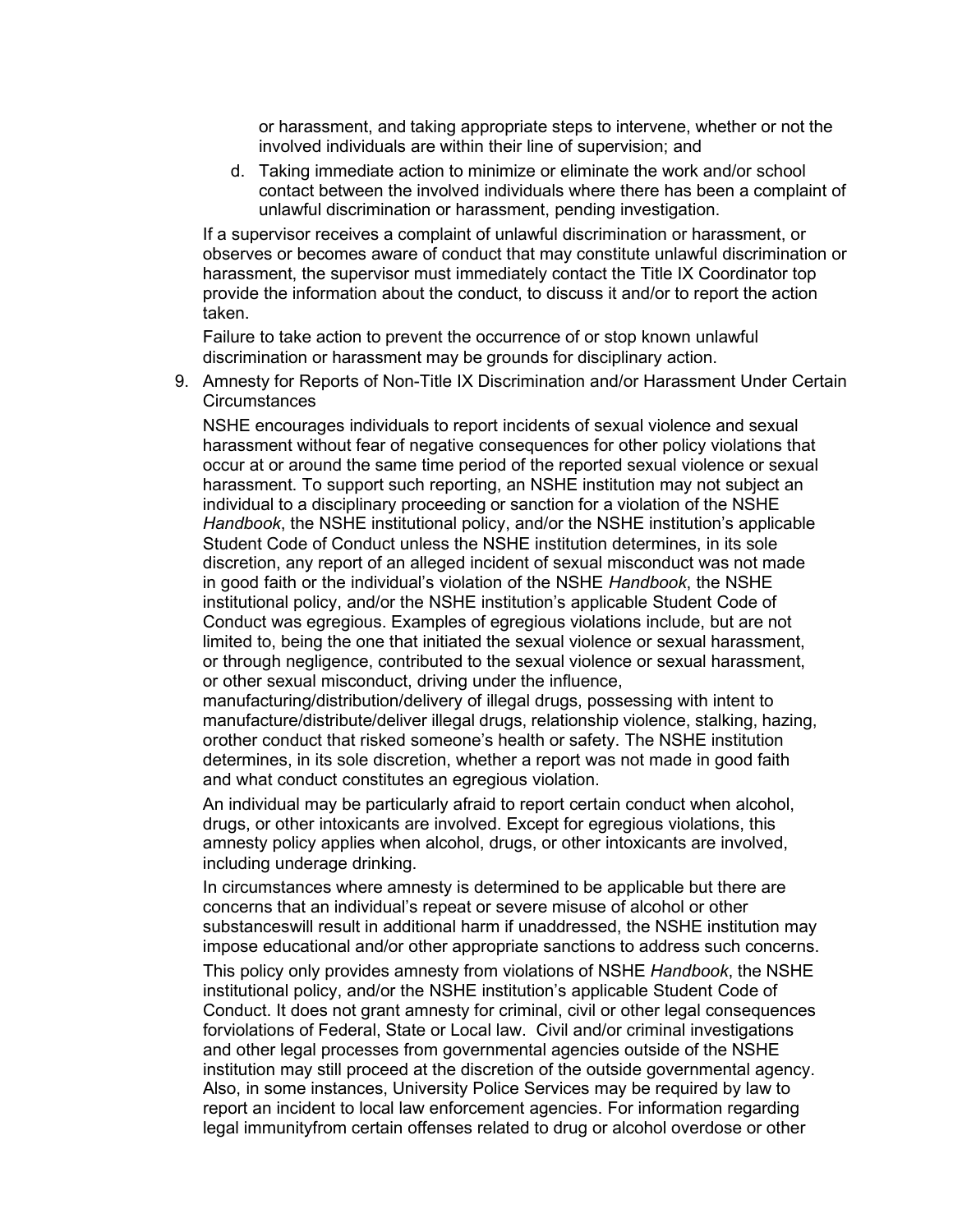or harassment, and taking appropriate steps to intervene, whether or not the involved individuals are within their line of supervision; and

d. Taking immediate action to minimize or eliminate the work and/or school contact between the involved individuals where there has been a complaint of unlawful discrimination or harassment, pending investigation.

If a supervisor receives a complaint of unlawful discrimination or harassment, or observes or becomes aware of conduct that may constitute unlawful discrimination or harassment, the supervisor must immediately contact the Title IX Coordinator top provide the information about the conduct, to discuss it and/or to report the action taken.

Failure to take action to prevent the occurrence of or stop known unlawful discrimination or harassment may be grounds for disciplinary action.

9. Amnesty for Reports of Non-Title IX Discrimination and/or Harassment Under Certain Circumstances

NSHE encourages individuals to report incidents of sexual violence and sexual harassment without fear of negative consequences for other policy violations that occur at or around the same time period of the reported sexual violence or sexual harassment. To support such reporting, an NSHE institution may not subject an individual to a disciplinary proceeding or sanction for a violation of the NSHE *Handbook*, the NSHE institutional policy, and/or the NSHE institution's applicable Student Code of Conduct unless the NSHE institution determines, in its sole discretion, any report of an alleged incident of sexual misconduct was not made in good faith or the individual's violation of the NSHE *Handbook*, the NSHE institutional policy, and/or the NSHE institution's applicable Student Code of Conduct was egregious. Examples of egregious violations include, but are not limited to, being the one that initiated the sexual violence or sexual harassment, or through negligence, contributed to the sexual violence or sexual harassment, or other sexual misconduct, driving under the influence, manufacturing/distribution/delivery of illegal drugs, possessing with intent to manufacture/distribute/deliver illegal drugs, relationship violence, stalking, hazing, orother conduct that risked someone's health or safety. The NSHE institution determines, in its sole discretion, whether a report was not made in good faith and what conduct constitutes an egregious violation.

An individual may be particularly afraid to report certain conduct when alcohol, drugs, or other intoxicants are involved. Except for egregious violations, this amnesty policy applies when alcohol, drugs, or other intoxicants are involved, including underage drinking.

In circumstances where amnesty is determined to be applicable but there are concerns that an individual's repeat or severe misuse of alcohol or other substanceswill result in additional harm if unaddressed, the NSHE institution may impose educational and/or other appropriate sanctions to address such concerns.

This policy only provides amnesty from violations of NSHE *Handbook*, the NSHE institutional policy, and/or the NSHE institution's applicable Student Code of Conduct. It does not grant amnesty for criminal, civil or other legal consequences forviolations of Federal, State or Local law. Civil and/or criminal investigations and other legal processes from governmental agencies outside of the NSHE institution may still proceed at the discretion of the outside governmental agency. Also, in some instances, University Police Services may be required by law to report an incident to local law enforcement agencies. For information regarding legal immunityfrom certain offenses related to drug or alcohol overdose or other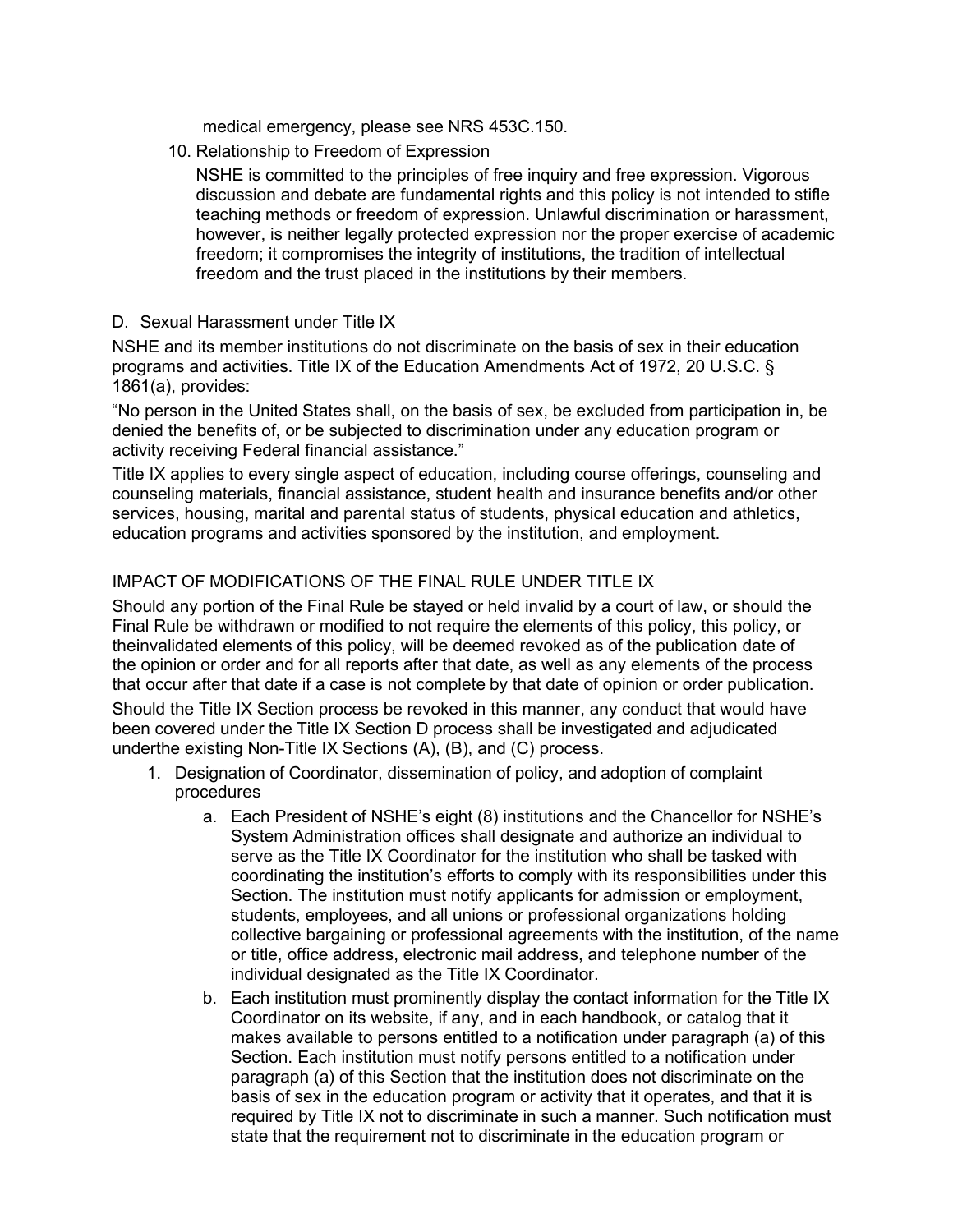medical emergency, please see NRS 453C.150.

10. Relationship to Freedom of Expression

    NSHE is committed to the principles of free inquiry and free expression. Vigorous discussion and debate are fundamental rights and this policy is not intended to stifle teaching methods or freedom of expression. Unlawful discrimination or harassment, however, is neither legally protected expression nor the proper exercise of academic freedom; it compromises the integrity of institutions, the tradition of intellectual freedom and the trust placed in the institutions by their members.

D. Sexual Harassment under Title IX

NSHE and its member institutions do not discriminate on the basis of sex in their education programs and activities. Title IX of the Education Amendments Act of 1972, 20 U.S.C. § 1861(a), provides:

"No person in the United States shall, on the basis of sex, be excluded from participation in, be denied the benefits of, or be subjected to discrimination under any education program or activity receiving Federal financial assistance."

Title IX applies to every single aspect of education, including course offerings, counseling and counseling materials, financial assistance, student health and insurance benefits and/or other services, housing, marital and parental status of students, physical education and athletics, education programs and activities sponsored by the institution, and employment.

IMPACT OF MODIFICATIONS OF THE FINAL RULE UNDER TITLE IX

Should any portion of the Final Rule be stayed or held invalid by a court of law, or should the Final Rule be withdrawn or modified to not require the elements of this policy, this policy, or theinvalidated elements of this policy, will be deemed revoked as of the publication date of the opinion or order and for all reports after that date, as well as any elements of the process that occur after that date if a case is not complete by that date of opinion or order publication.

Should the Title IX Section process be revoked in this manner, any conduct that would have been covered under the Title IX Section D process shall be investigated and adjudicated underthe existing Non-Title IX Sections (A), (B), and (C) process.

1. Designation of Coordinator, dissemination of policy, and adoption of complaint procedures
    a. Each President of NSHE's eight (8) institutions and the Chancellor for NSHE's System Administration offices shall designate and authorize an individual to serve as the Title IX Coordinator for the institution who shall be tasked with coordinating the institution's efforts to comply with its responsibilities under this Section. The institution must notify applicants for admission or employment, students, employees, and all unions or professional organizations holding collective bargaining or professional agreements with the institution, of the name or title, office address, electronic mail address, and telephone number of the individual designated as the Title IX Coordinator.
    b. Each institution must prominently display the contact information for the Title IX Coordinator on its website, if any, and in each handbook, or catalog that it makes available to persons entitled to a notification under paragraph (a) of this Section. Each institution must notify persons entitled to a notification under paragraph (a) of this Section that the institution does not discriminate on the basis of sex in the education program or activity that it operates, and that it is required by Title IX not to discriminate in such a manner. Such notification must state that the requirement not to discriminate in the education program or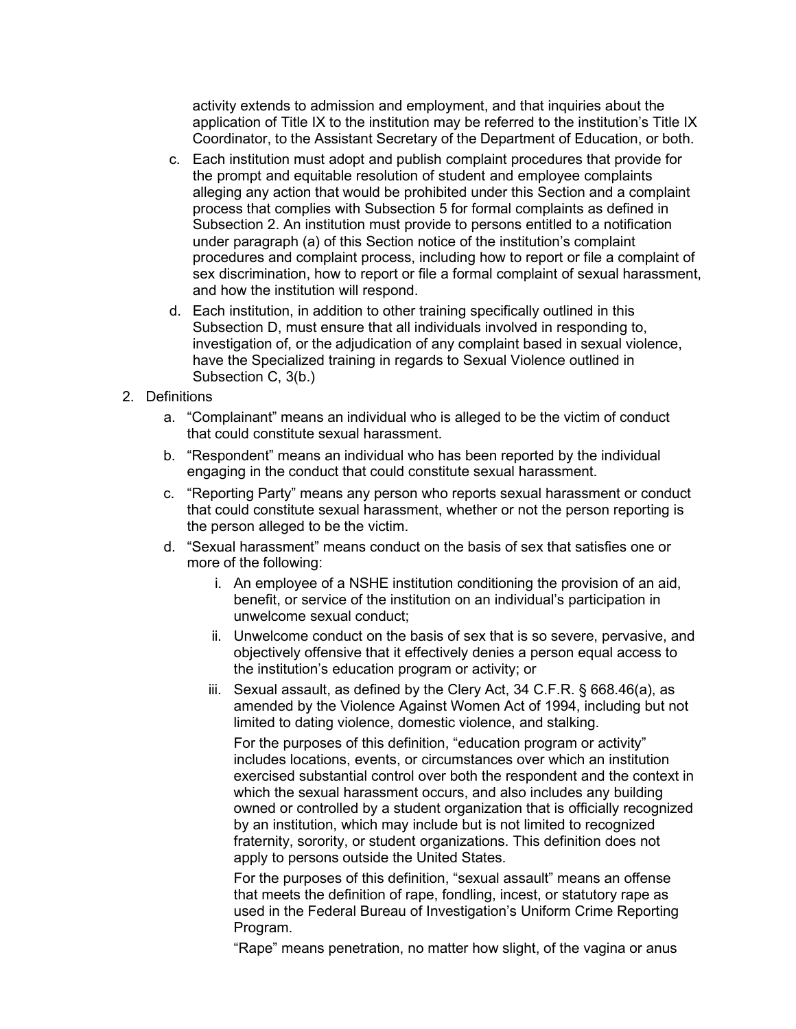activity extends to admission and employment, and that inquiries about the application of Title IX to the institution may be referred to the institution's Title IX Coordinator, to the Assistant Secretary of the Department of Education, or both.

c. Each institution must adopt and publish complaint procedures that provide for the prompt and equitable resolution of student and employee complaints alleging any action that would be prohibited under this Section and a complaint process that complies with Subsection 5 for formal complaints as defined in Subsection 2. An institution must provide to persons entitled to a notification under paragraph (a) of this Section notice of the institution's complaint procedures and complaint process, including how to report or file a complaint of sex discrimination, how to report or file a formal complaint of sexual harassment, and how the institution will respond.

d. Each institution, in addition to other training specifically outlined in this Subsection D, must ensure that all individuals involved in responding to, investigation of, or the adjudication of any complaint based in sexual violence, have the Specialized training in regards to Sexual Violence outlined in Subsection C, 3(b.)

2. Definitions

   a. "Complainant" means an individual who is alleged to be the victim of conduct that could constitute sexual harassment.

   b. "Respondent" means an individual who has been reported by the individual engaging in the conduct that could constitute sexual harassment.

   c. "Reporting Party" means any person who reports sexual harassment or conduct that could constitute sexual harassment, whether or not the person reporting is the person alleged to be the victim.

   d. "Sexual harassment" means conduct on the basis of sex that satisfies one or more of the following:

      i. An employee of a NSHE institution conditioning the provision of an aid, benefit, or service of the institution on an individual's participation in unwelcome sexual conduct;

      ii. Unwelcome conduct on the basis of sex that is so severe, pervasive, and objectively offensive that it effectively denies a person equal access to the institution's education program or activity; or

      iii. Sexual assault, as defined by the Clery Act, 34 C.F.R. § 668.46(a), as amended by the Violence Against Women Act of 1994, including but not limited to dating violence, domestic violence, and stalking.

      For the purposes of this definition, "education program or activity" includes locations, events, or circumstances over which an institution exercised substantial control over both the respondent and the context in which the sexual harassment occurs, and also includes any building owned or controlled by a student organization that is officially recognized by an institution, which may include but is not limited to recognized fraternity, sorority, or student organizations. This definition does not apply to persons outside the United States.

      For the purposes of this definition, "sexual assault" means an offense that meets the definition of rape, fondling, incest, or statutory rape as used in the Federal Bureau of Investigation's Uniform Crime Reporting Program.

      "Rape" means penetration, no matter how slight, of the vagina or anus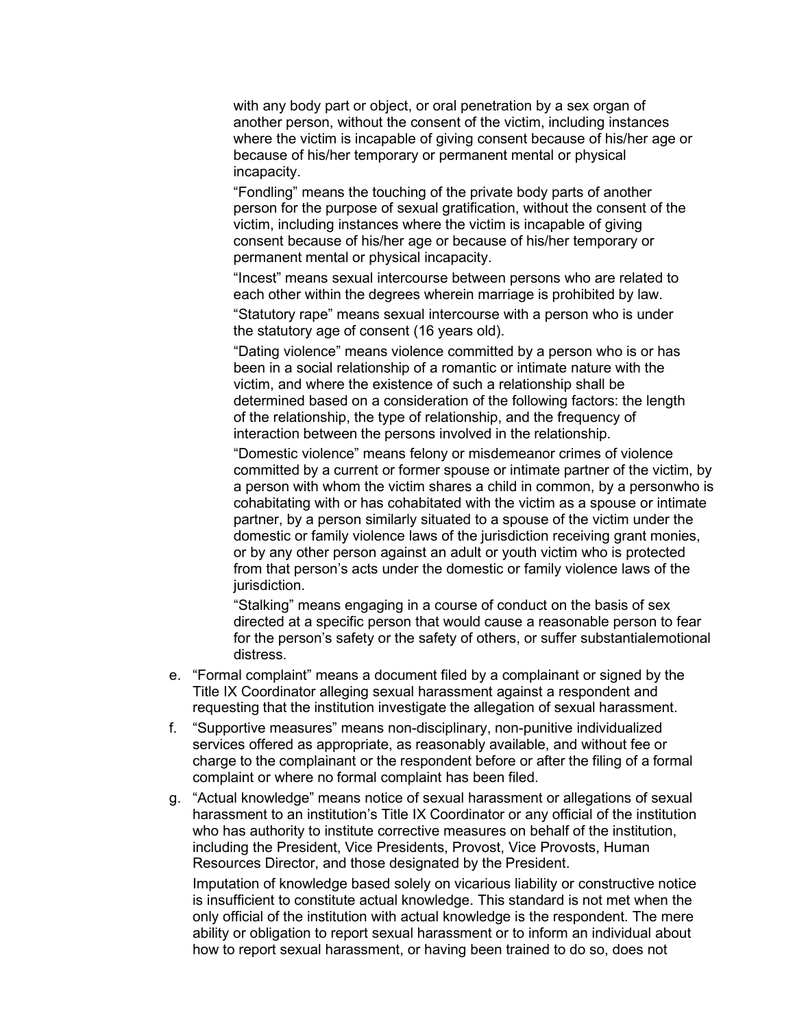with any body part or object, or oral penetration by a sex organ of another person, without the consent of the victim, including instances where the victim is incapable of giving consent because of his/her age or because of his/her temporary or permanent mental or physical incapacity.

"Fondling" means the touching of the private body parts of another person for the purpose of sexual gratification, without the consent of the victim, including instances where the victim is incapable of giving consent because of his/her age or because of his/her temporary or permanent mental or physical incapacity.

"Incest" means sexual intercourse between persons who are related to each other within the degrees wherein marriage is prohibited by law.

"Statutory rape" means sexual intercourse with a person who is under the statutory age of consent (16 years old).

"Dating violence" means violence committed by a person who is or has been in a social relationship of a romantic or intimate nature with the victim, and where the existence of such a relationship shall be determined based on a consideration of the following factors: the length of the relationship, the type of relationship, and the frequency of interaction between the persons involved in the relationship.

"Domestic violence" means felony or misdemeanor crimes of violence committed by a current or former spouse or intimate partner of the victim, by a person with whom the victim shares a child in common, by a personwho is cohabitating with or has cohabitated with the victim as a spouse or intimate partner, by a person similarly situated to a spouse of the victim under the domestic or family violence laws of the jurisdiction receiving grant monies, or by any other person against an adult or youth victim who is protected from that person's acts under the domestic or family violence laws of the jurisdiction.

"Stalking" means engaging in a course of conduct on the basis of sex directed at a specific person that would cause a reasonable person to fear for the person's safety or the safety of others, or suffer substantialemotional distress.

e. "Formal complaint" means a document filed by a complainant or signed by the Title IX Coordinator alleging sexual harassment against a respondent and requesting that the institution investigate the allegation of sexual harassment.

f. "Supportive measures" means non-disciplinary, non-punitive individualized services offered as appropriate, as reasonably available, and without fee or charge to the complainant or the respondent before or after the filing of a formal complaint or where no formal complaint has been filed.

g. "Actual knowledge" means notice of sexual harassment or allegations of sexual harassment to an institution's Title IX Coordinator or any official of the institution who has authority to institute corrective measures on behalf of the institution, including the President, Vice Presidents, Provost, Vice Provosts, Human Resources Director, and those designated by the President.

   Imputation of knowledge based solely on vicarious liability or constructive notice is insufficient to constitute actual knowledge. This standard is not met when the only official of the institution with actual knowledge is the respondent. The mere ability or obligation to report sexual harassment or to inform an individual about how to report sexual harassment, or having been trained to do so, does not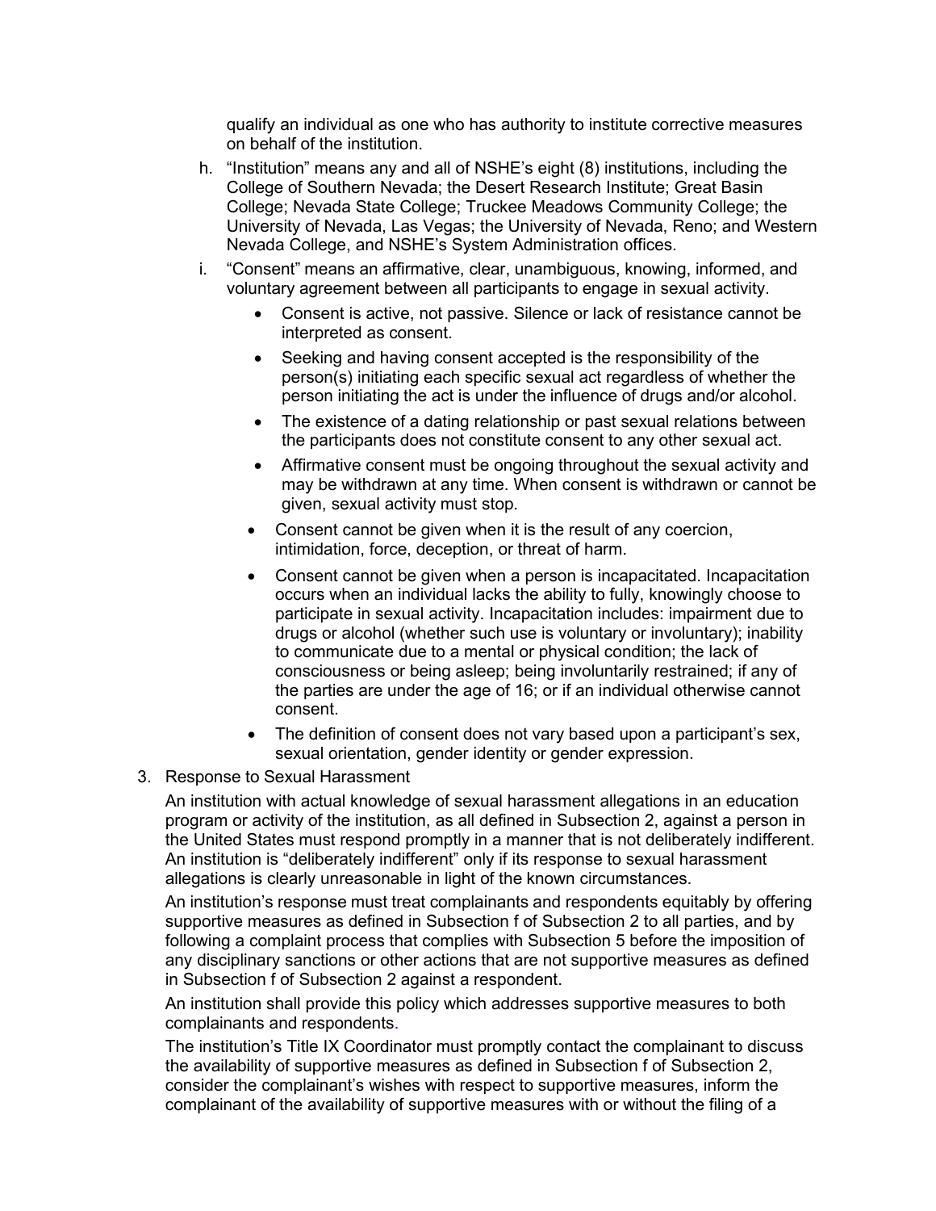qualify an individual as one who has authority to institute corrective measures on behalf of the institution.

h. "Institution" means any and all of NSHE's eight (8) institutions, including the College of Southern Nevada; the Desert Research Institute; Great Basin College; Nevada State College; Truckee Meadows Community College; the University of Nevada, Las Vegas; the University of Nevada, Reno; and Western Nevada College, and NSHE's System Administration offices.

i. "Consent" means an affirmative, clear, unambiguous, knowing, informed, and voluntary agreement between all participants to engage in sexual activity.

   - Consent is active, not passive. Silence or lack of resistance cannot be interpreted as consent.
   - Seeking and having consent accepted is the responsibility of the person(s) initiating each specific sexual act regardless of whether the person initiating the act is under the influence of drugs and/or alcohol.
   - The existence of a dating relationship or past sexual relations between the participants does not constitute consent to any other sexual act.
   - Affirmative consent must be ongoing throughout the sexual activity and may be withdrawn at any time. When consent is withdrawn or cannot be given, sexual activity must stop.
   - Consent cannot be given when it is the result of any coercion, intimidation, force, deception, or threat of harm.
   - Consent cannot be given when a person is incapacitated. Incapacitation occurs when an individual lacks the ability to fully, knowingly choose to participate in sexual activity. Incapacitation includes: impairment due to drugs or alcohol (whether such use is voluntary or involuntary); inability to communicate due to a mental or physical condition; the lack of consciousness or being asleep; being involuntarily restrained; if any of the parties are under the age of 16; or if an individual otherwise cannot consent.
   - The definition of consent does not vary based upon a participant's sex, sexual orientation, gender identity or gender expression.

3. Response to Sexual Harassment

   An institution with actual knowledge of sexual harassment allegations in an education program or activity of the institution, as all defined in Subsection 2, against a person in the United States must respond promptly in a manner that is not deliberately indifferent. An institution is "deliberately indifferent" only if its response to sexual harassment allegations is clearly unreasonable in light of the known circumstances.

   An institution's response must treat complainants and respondents equitably by offering supportive measures as defined in Subsection f of Subsection 2 to all parties, and by following a complaint process that complies with Subsection 5 before the imposition of any disciplinary sanctions or other actions that are not supportive measures as defined in Subsection f of Subsection 2 against a respondent.

   An institution shall provide this policy which addresses supportive measures to both complainants and respondents.

   The institution's Title IX Coordinator must promptly contact the complainant to discuss the availability of supportive measures as defined in Subsection f of Subsection 2, consider the complainant's wishes with respect to supportive measures, inform the complainant of the availability of supportive measures with or without the filing of a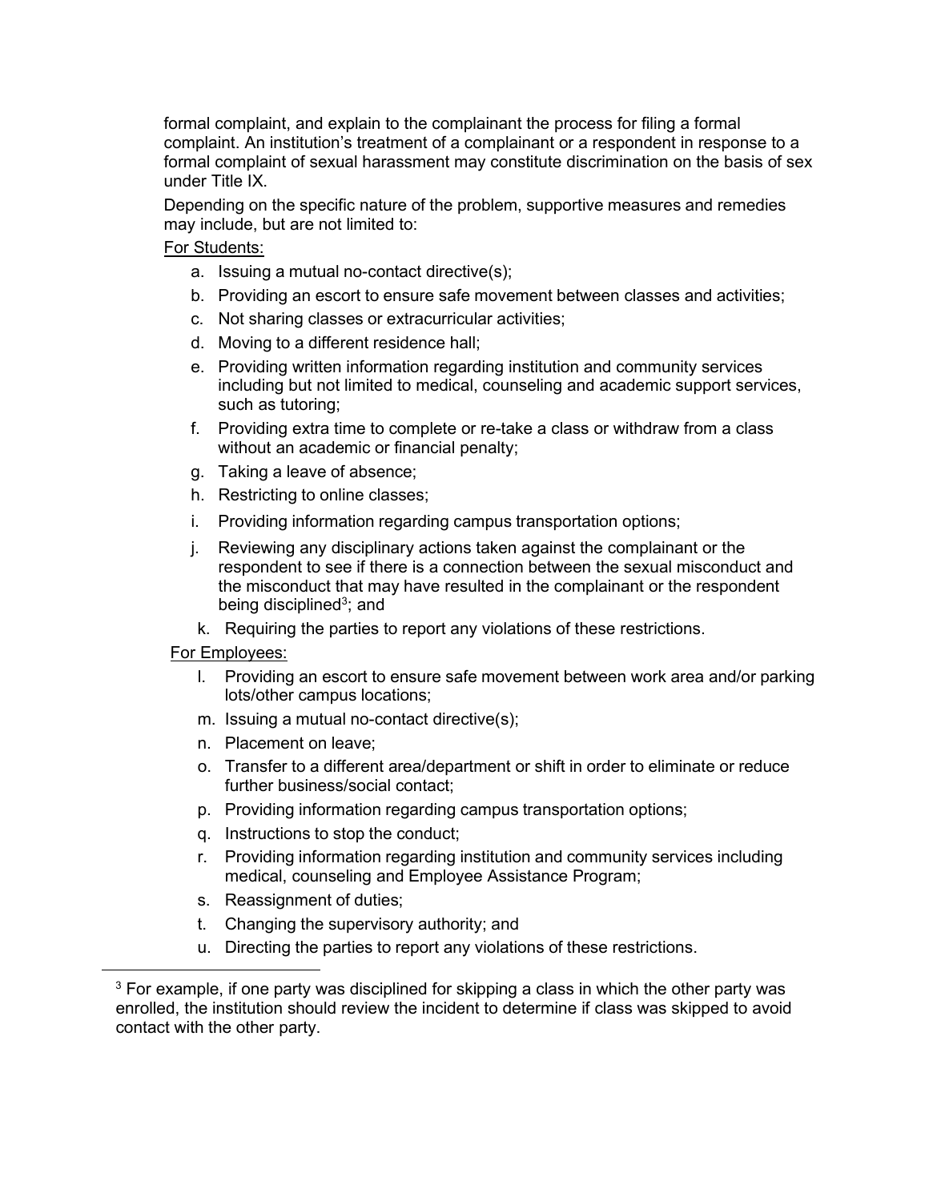formal complaint, and explain to the complainant the process for filing a formal complaint. An institution's treatment of a complainant or a respondent in response to a formal complaint of sexual harassment may constitute discrimination on the basis of sex under Title IX.

Depending on the specific nature of the problem, supportive measures and remedies may include, but are not limited to:

<u>For Students:</u>

a. Issuing a mutual no-contact directive(s);
b. Providing an escort to ensure safe movement between classes and activities;
c. Not sharing classes or extracurricular activities;
d. Moving to a different residence hall;
e. Providing written information regarding institution and community services including but not limited to medical, counseling and academic support services, such as tutoring;
f. Providing extra time to complete or re-take a class or withdraw from a class without an academic or financial penalty;
g. Taking a leave of absence;
h. Restricting to online classes;
i. Providing information regarding campus transportation options;
j. Reviewing any disciplinary actions taken against the complainant or the respondent to see if there is a connection between the sexual misconduct and the misconduct that may have resulted in the complainant or the respondent being disciplined[3]; and
k. Requiring the parties to report any violations of these restrictions.

<u>For Employees:</u>

l. Providing an escort to ensure safe movement between work area and/or parking lots/other campus locations;
m. Issuing a mutual no-contact directive(s);
n. Placement on leave;
o. Transfer to a different area/department or shift in order to eliminate or reduce further business/social contact;
p. Providing information regarding campus transportation options;
q. Instructions to stop the conduct;
r. Providing information regarding institution and community services including medical, counseling and Employee Assistance Program;
s. Reassignment of duties;
t. Changing the supervisory authority; and
u. Directing the parties to report any violations of these restrictions.

[3] For example, if one party was disciplined for skipping a class in which the other party was enrolled, the institution should review the incident to determine if class was skipped to avoid contact with the other party.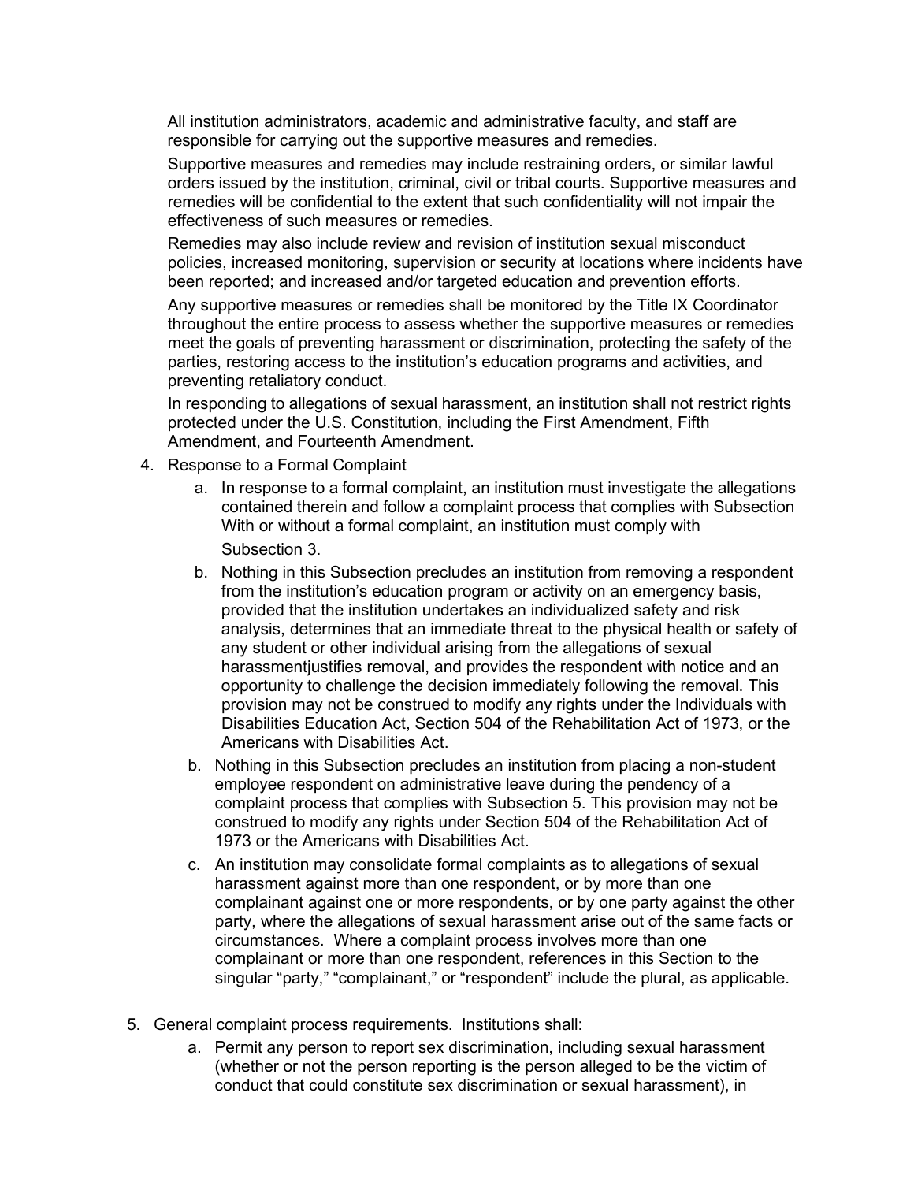All institution administrators, academic and administrative faculty, and staff are responsible for carrying out the supportive measures and remedies.

Supportive measures and remedies may include restraining orders, or similar lawful orders issued by the institution, criminal, civil or tribal courts. Supportive measures and remedies will be confidential to the extent that such confidentiality will not impair the effectiveness of such measures or remedies.

Remedies may also include review and revision of institution sexual misconduct policies, increased monitoring, supervision or security at locations where incidents have been reported; and increased and/or targeted education and prevention efforts.

Any supportive measures or remedies shall be monitored by the Title IX Coordinator throughout the entire process to assess whether the supportive measures or remedies meet the goals of preventing harassment or discrimination, protecting the safety of the parties, restoring access to the institution's education programs and activities, and preventing retaliatory conduct.

In responding to allegations of sexual harassment, an institution shall not restrict rights protected under the U.S. Constitution, including the First Amendment, Fifth Amendment, and Fourteenth Amendment.

4. Response to a Formal Complaint
   a. In response to a formal complaint, an institution must investigate the allegations contained therein and follow a complaint process that complies with Subsection With or without a formal complaint, an institution must comply with Subsection 3.
   b. Nothing in this Subsection precludes an institution from removing a respondent from the institution's education program or activity on an emergency basis, provided that the institution undertakes an individualized safety and risk analysis, determines that an immediate threat to the physical health or safety of any student or other individual arising from the allegations of sexual harassmentjustifies removal, and provides the respondent with notice and an opportunity to challenge the decision immediately following the removal. This provision may not be construed to modify any rights under the Individuals with Disabilities Education Act, Section 504 of the Rehabilitation Act of 1973, or the Americans with Disabilities Act.
   b. Nothing in this Subsection precludes an institution from placing a non-student employee respondent on administrative leave during the pendency of a complaint process that complies with Subsection 5. This provision may not be construed to modify any rights under Section 504 of the Rehabilitation Act of 1973 or the Americans with Disabilities Act.
   c. An institution may consolidate formal complaints as to allegations of sexual harassment against more than one respondent, or by more than one complainant against one or more respondents, or by one party against the other party, where the allegations of sexual harassment arise out of the same facts or circumstances. Where a complaint process involves more than one complainant or more than one respondent, references in this Section to the singular "party," "complainant," or "respondent" include the plural, as applicable.

5. General complaint process requirements. Institutions shall:
   a. Permit any person to report sex discrimination, including sexual harassment (whether or not the person reporting is the person alleged to be the victim of conduct that could constitute sex discrimination or sexual harassment), in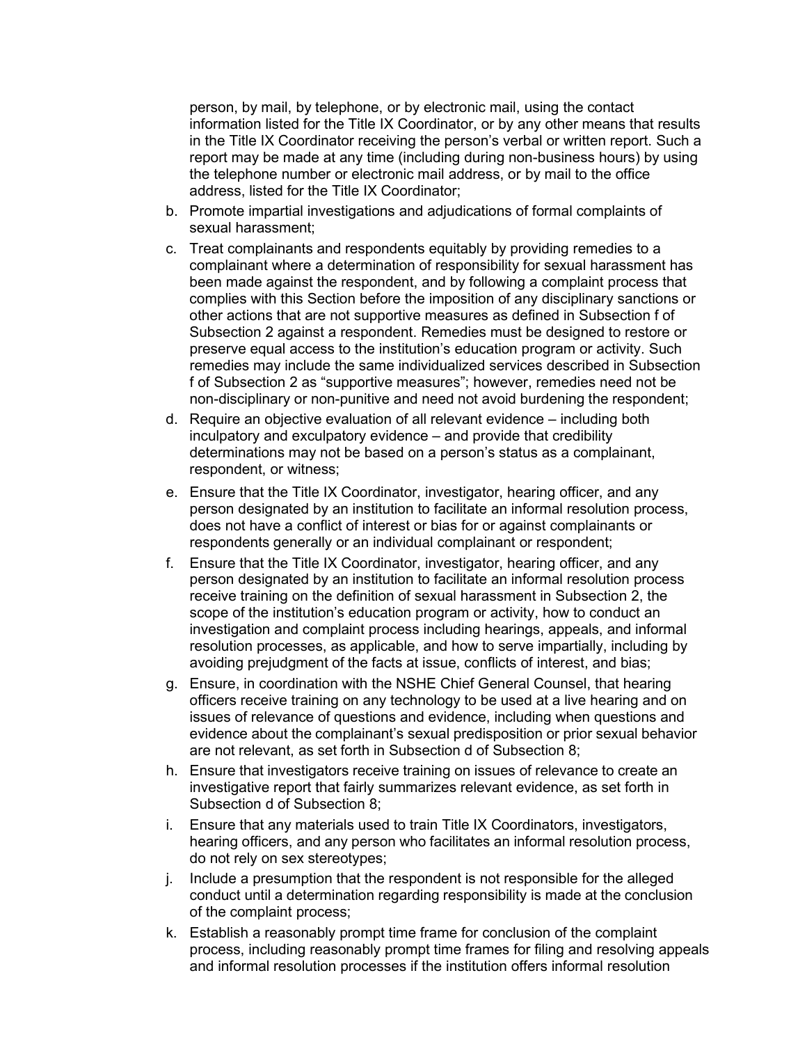person, by mail, by telephone, or by electronic mail, using the contact information listed for the Title IX Coordinator, or by any other means that results in the Title IX Coordinator receiving the person's verbal or written report. Such a report may be made at any time (including during non-business hours) by using the telephone number or electronic mail address, or by mail to the office address, listed for the Title IX Coordinator;

b. Promote impartial investigations and adjudications of formal complaints of sexual harassment;
c. Treat complainants and respondents equitably by providing remedies to a complainant where a determination of responsibility for sexual harassment has been made against the respondent, and by following a complaint process that complies with this Section before the imposition of any disciplinary sanctions or other actions that are not supportive measures as defined in Subsection f of Subsection 2 against a respondent. Remedies must be designed to restore or preserve equal access to the institution's education program or activity. Such remedies may include the same individualized services described in Subsection f of Subsection 2 as "supportive measures"; however, remedies need not be non-disciplinary or non-punitive and need not avoid burdening the respondent;
d. Require an objective evaluation of all relevant evidence – including both inculpatory and exculpatory evidence – and provide that credibility determinations may not be based on a person's status as a complainant, respondent, or witness;
e. Ensure that the Title IX Coordinator, investigator, hearing officer, and any person designated by an institution to facilitate an informal resolution process, does not have a conflict of interest or bias for or against complainants or respondents generally or an individual complainant or respondent;
f. Ensure that the Title IX Coordinator, investigator, hearing officer, and any person designated by an institution to facilitate an informal resolution process receive training on the definition of sexual harassment in Subsection 2, the scope of the institution's education program or activity, how to conduct an investigation and complaint process including hearings, appeals, and informal resolution processes, as applicable, and how to serve impartially, including by avoiding prejudgment of the facts at issue, conflicts of interest, and bias;
g. Ensure, in coordination with the NSHE Chief General Counsel, that hearing officers receive training on any technology to be used at a live hearing and on issues of relevance of questions and evidence, including when questions and evidence about the complainant's sexual predisposition or prior sexual behavior are not relevant, as set forth in Subsection d of Subsection 8;
h. Ensure that investigators receive training on issues of relevance to create an investigative report that fairly summarizes relevant evidence, as set forth in Subsection d of Subsection 8;
i. Ensure that any materials used to train Title IX Coordinators, investigators, hearing officers, and any person who facilitates an informal resolution process, do not rely on sex stereotypes;
j. Include a presumption that the respondent is not responsible for the alleged conduct until a determination regarding responsibility is made at the conclusion of the complaint process;
k. Establish a reasonably prompt time frame for conclusion of the complaint process, including reasonably prompt time frames for filing and resolving appeals and informal resolution processes if the institution offers informal resolution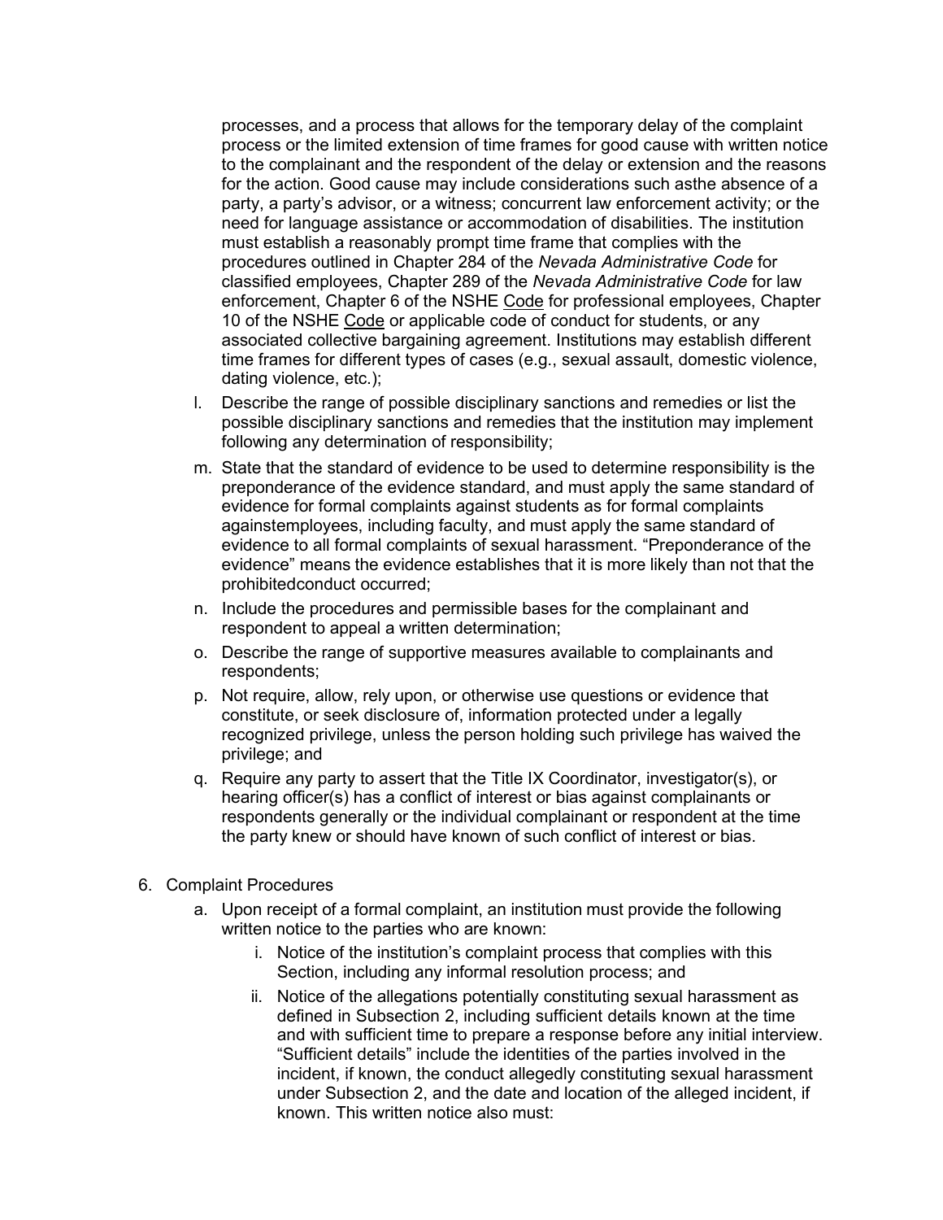processes, and a process that allows for the temporary delay of the complaint process or the limited extension of time frames for good cause with written notice to the complainant and the respondent of the delay or extension and the reasons for the action. Good cause may include considerations such asthe absence of a party, a party's advisor, or a witness; concurrent law enforcement activity; or the need for language assistance or accommodation of disabilities. The institution must establish a reasonably prompt time frame that complies with the procedures outlined in Chapter 284 of the *Nevada Administrative Code* for classified employees, Chapter 289 of the *Nevada Administrative Code* for law enforcement, Chapter 6 of the NSHE Code for professional employees, Chapter 10 of the NSHE Code or applicable code of conduct for students, or any associated collective bargaining agreement. Institutions may establish different time frames for different types of cases (e.g., sexual assault, domestic violence, dating violence, etc.);

l. Describe the range of possible disciplinary sanctions and remedies or list the possible disciplinary sanctions and remedies that the institution may implement following any determination of responsibility;

m. State that the standard of evidence to be used to determine responsibility is the preponderance of the evidence standard, and must apply the same standard of evidence for formal complaints against students as for formal complaints againstemployees, including faculty, and must apply the same standard of evidence to all formal complaints of sexual harassment. "Preponderance of the evidence" means the evidence establishes that it is more likely than not that the prohibitedconduct occurred;

n. Include the procedures and permissible bases for the complainant and respondent to appeal a written determination;

o. Describe the range of supportive measures available to complainants and respondents;

p. Not require, allow, rely upon, or otherwise use questions or evidence that constitute, or seek disclosure of, information protected under a legally recognized privilege, unless the person holding such privilege has waived the privilege; and

q. Require any party to assert that the Title IX Coordinator, investigator(s), or hearing officer(s) has a conflict of interest or bias against complainants or respondents generally or the individual complainant or respondent at the time the party knew or should have known of such conflict of interest or bias.

6. Complaint Procedures

   a. Upon receipt of a formal complaint, an institution must provide the following written notice to the parties who are known:

      i. Notice of the institution's complaint process that complies with this Section, including any informal resolution process; and

      ii. Notice of the allegations potentially constituting sexual harassment as defined in Subsection 2, including sufficient details known at the time and with sufficient time to prepare a response before any initial interview. "Sufficient details" include the identities of the parties involved in the incident, if known, the conduct allegedly constituting sexual harassment under Subsection 2, and the date and location of the alleged incident, if known. This written notice also must: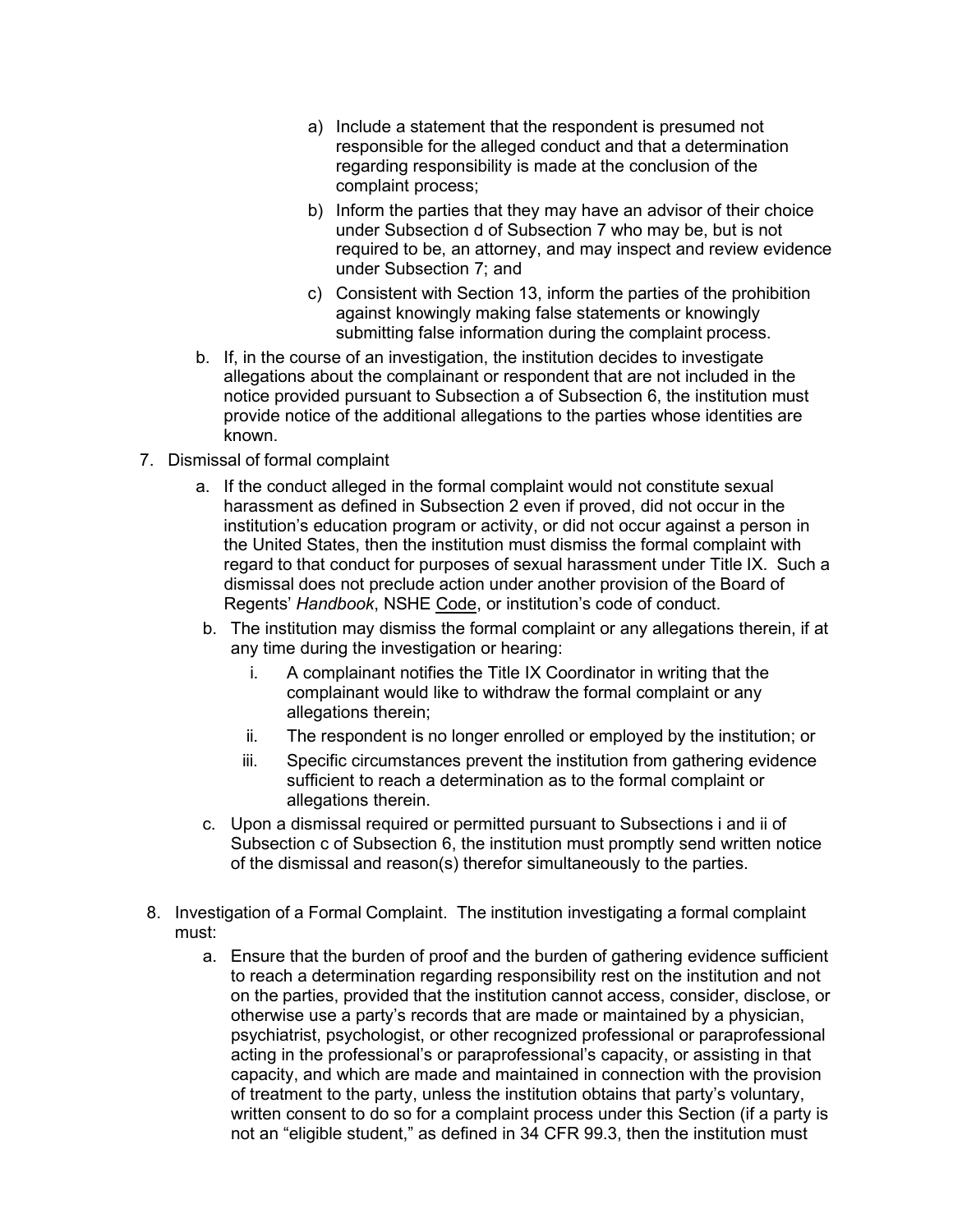a) Include a statement that the respondent is presumed not responsible for the alleged conduct and that a determination regarding responsibility is made at the conclusion of the complaint process;

b) Inform the parties that they may have an advisor of their choice under Subsection d of Subsection 7 who may be, but is not required to be, an attorney, and may inspect and review evidence under Subsection 7; and

c) Consistent with Section 13, inform the parties of the prohibition against knowingly making false statements or knowingly submitting false information during the complaint process.

b. If, in the course of an investigation, the institution decides to investigate allegations about the complainant or respondent that are not included in the notice provided pursuant to Subsection a of Subsection 6, the institution must provide notice of the additional allegations to the parties whose identities are known.

7. Dismissal of formal complaint

   a. If the conduct alleged in the formal complaint would not constitute sexual harassment as defined in Subsection 2 even if proved, did not occur in the institution's education program or activity, or did not occur against a person in the United States, then the institution must dismiss the formal complaint with regard to that conduct for purposes of sexual harassment under Title IX. Such a dismissal does not preclude action under another provision of the Board of Regents' *Handbook*, NSHE Code, or institution's code of conduct.

   b. The institution may dismiss the formal complaint or any allegations therein, if at any time during the investigation or hearing:

      i. A complainant notifies the Title IX Coordinator in writing that the complainant would like to withdraw the formal complaint or any allegations therein;

      ii. The respondent is no longer enrolled or employed by the institution; or

      iii. Specific circumstances prevent the institution from gathering evidence sufficient to reach a determination as to the formal complaint or allegations therein.

   c. Upon a dismissal required or permitted pursuant to Subsections i and ii of Subsection c of Subsection 6, the institution must promptly send written notice of the dismissal and reason(s) therefor simultaneously to the parties.

8. Investigation of a Formal Complaint. The institution investigating a formal complaint must:

   a. Ensure that the burden of proof and the burden of gathering evidence sufficient to reach a determination regarding responsibility rest on the institution and not on the parties, provided that the institution cannot access, consider, disclose, or otherwise use a party's records that are made or maintained by a physician, psychiatrist, psychologist, or other recognized professional or paraprofessional acting in the professional's or paraprofessional's capacity, or assisting in that capacity, and which are made and maintained in connection with the provision of treatment to the party, unless the institution obtains that party's voluntary, written consent to do so for a complaint process under this Section (if a party is not an "eligible student," as defined in 34 CFR 99.3, then the institution must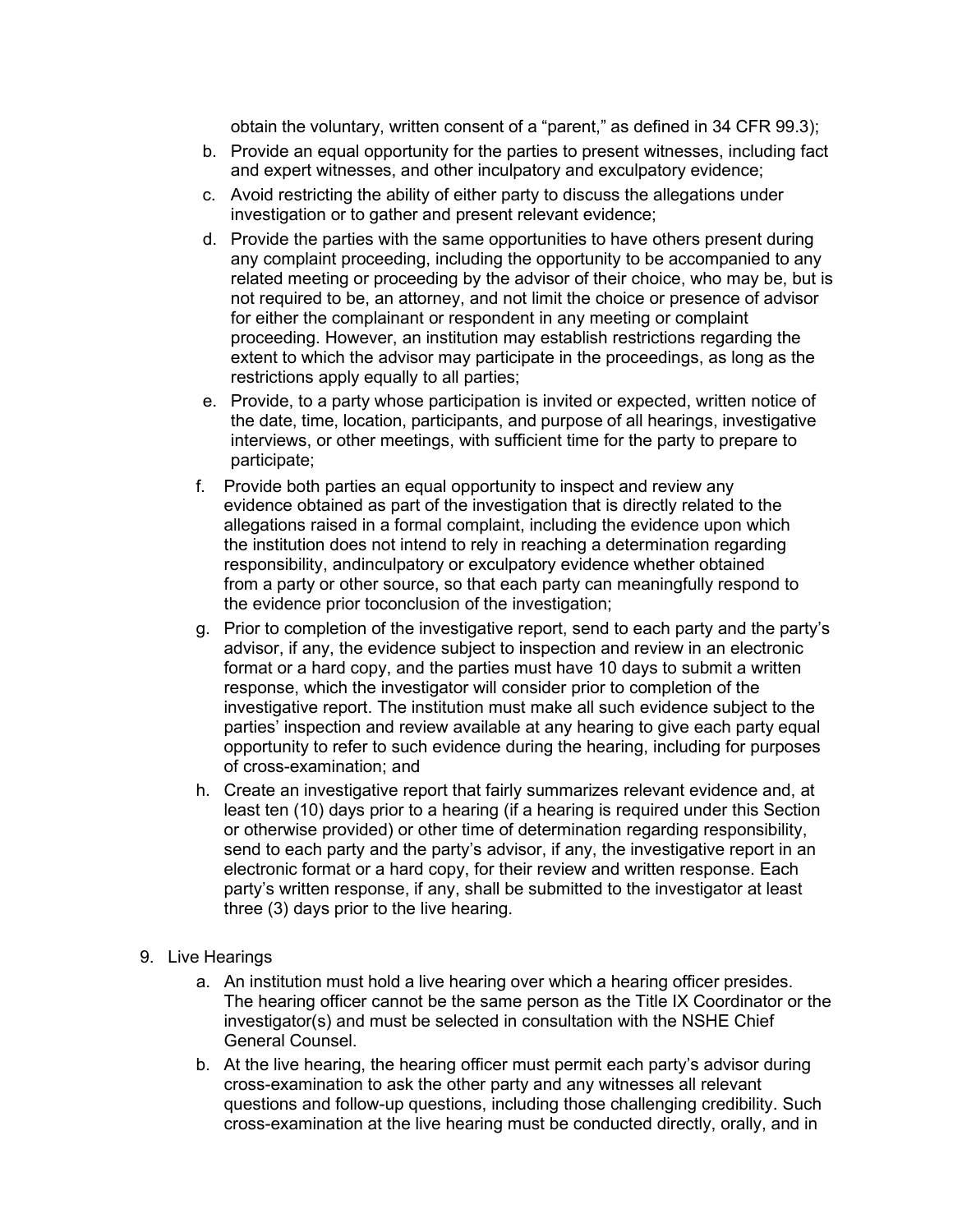obtain the voluntary, written consent of a "parent," as defined in 34 CFR 99.3);

b. Provide an equal opportunity for the parties to present witnesses, including fact and expert witnesses, and other inculpatory and exculpatory evidence;
c. Avoid restricting the ability of either party to discuss the allegations under investigation or to gather and present relevant evidence;
d. Provide the parties with the same opportunities to have others present during any complaint proceeding, including the opportunity to be accompanied to any related meeting or proceeding by the advisor of their choice, who may be, but is not required to be, an attorney, and not limit the choice or presence of advisor for either the complainant or respondent in any meeting or complaint proceeding. However, an institution may establish restrictions regarding the extent to which the advisor may participate in the proceedings, as long as the restrictions apply equally to all parties;
e. Provide, to a party whose participation is invited or expected, written notice of the date, time, location, participants, and purpose of all hearings, investigative interviews, or other meetings, with sufficient time for the party to prepare to participate;
f. Provide both parties an equal opportunity to inspect and review any evidence obtained as part of the investigation that is directly related to the allegations raised in a formal complaint, including the evidence upon which the institution does not intend to rely in reaching a determination regarding responsibility, andinculpatory or exculpatory evidence whether obtained from a party or other source, so that each party can meaningfully respond to the evidence prior toconclusion of the investigation;
g. Prior to completion of the investigative report, send to each party and the party's advisor, if any, the evidence subject to inspection and review in an electronic format or a hard copy, and the parties must have 10 days to submit a written response, which the investigator will consider prior to completion of the investigative report. The institution must make all such evidence subject to the parties' inspection and review available at any hearing to give each party equal opportunity to refer to such evidence during the hearing, including for purposes of cross-examination; and
h. Create an investigative report that fairly summarizes relevant evidence and, at least ten (10) days prior to a hearing (if a hearing is required under this Section or otherwise provided) or other time of determination regarding responsibility, send to each party and the party's advisor, if any, the investigative report in an electronic format or a hard copy, for their review and written response. Each party's written response, if any, shall be submitted to the investigator at least three (3) days prior to the live hearing.

9. Live Hearings
   a. An institution must hold a live hearing over which a hearing officer presides. The hearing officer cannot be the same person as the Title IX Coordinator or the investigator(s) and must be selected in consultation with the NSHE Chief General Counsel.
   b. At the live hearing, the hearing officer must permit each party's advisor during cross-examination to ask the other party and any witnesses all relevant questions and follow-up questions, including those challenging credibility. Such cross-examination at the live hearing must be conducted directly, orally, and in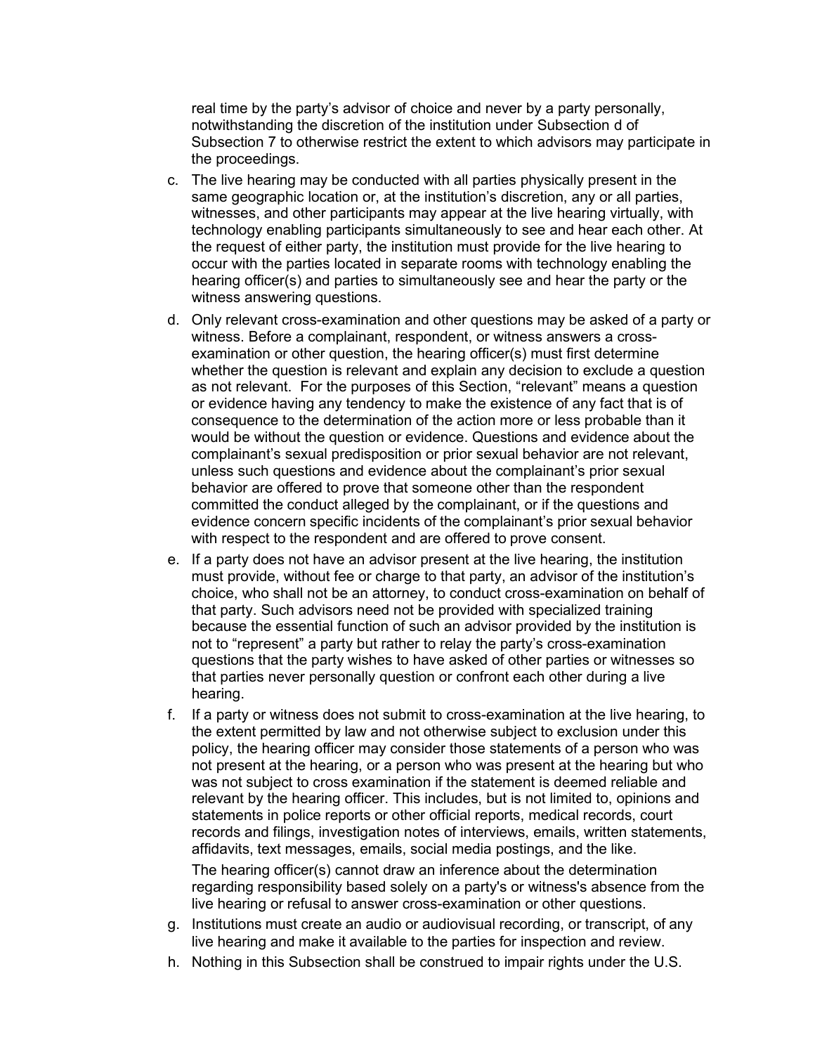real time by the party's advisor of choice and never by a party personally, notwithstanding the discretion of the institution under Subsection d of Subsection 7 to otherwise restrict the extent to which advisors may participate in the proceedings.

c. The live hearing may be conducted with all parties physically present in the same geographic location or, at the institution's discretion, any or all parties, witnesses, and other participants may appear at the live hearing virtually, with technology enabling participants simultaneously to see and hear each other. At the request of either party, the institution must provide for the live hearing to occur with the parties located in separate rooms with technology enabling the hearing officer(s) and parties to simultaneously see and hear the party or the witness answering questions.

d. Only relevant cross-examination and other questions may be asked of a party or witness. Before a complainant, respondent, or witness answers a cross-examination or other question, the hearing officer(s) must first determine whether the question is relevant and explain any decision to exclude a question as not relevant. For the purposes of this Section, "relevant" means a question or evidence having any tendency to make the existence of any fact that is of consequence to the determination of the action more or less probable than it would be without the question or evidence. Questions and evidence about the complainant's sexual predisposition or prior sexual behavior are not relevant, unless such questions and evidence about the complainant's prior sexual behavior are offered to prove that someone other than the respondent committed the conduct alleged by the complainant, or if the questions and evidence concern specific incidents of the complainant's prior sexual behavior with respect to the respondent and are offered to prove consent.

e. If a party does not have an advisor present at the live hearing, the institution must provide, without fee or charge to that party, an advisor of the institution's choice, who shall not be an attorney, to conduct cross-examination on behalf of that party. Such advisors need not be provided with specialized training because the essential function of such an advisor provided by the institution is not to "represent" a party but rather to relay the party's cross-examination questions that the party wishes to have asked of other parties or witnesses so that parties never personally question or confront each other during a live hearing.

f. If a party or witness does not submit to cross-examination at the live hearing, to the extent permitted by law and not otherwise subject to exclusion under this policy, the hearing officer may consider those statements of a person who was not present at the hearing, or a person who was present at the hearing but who was not subject to cross examination if the statement is deemed reliable and relevant by the hearing officer. This includes, but is not limited to, opinions and statements in police reports or other official reports, medical records, court records and filings, investigation notes of interviews, emails, written statements, affidavits, text messages, emails, social media postings, and the like.

   The hearing officer(s) cannot draw an inference about the determination regarding responsibility based solely on a party's or witness's absence from the live hearing or refusal to answer cross-examination or other questions.

g. Institutions must create an audio or audiovisual recording, or transcript, of any live hearing and make it available to the parties for inspection and review.

h. Nothing in this Subsection shall be construed to impair rights under the U.S.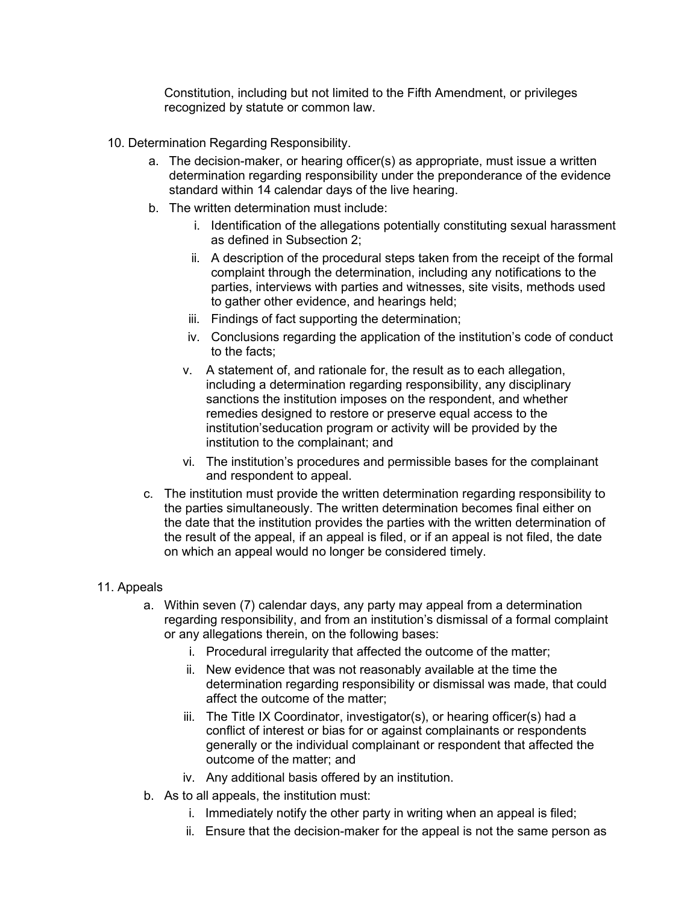Constitution, including but not limited to the Fifth Amendment, or privileges recognized by statute or common law.

10. Determination Regarding Responsibility.
    a. The decision-maker, or hearing officer(s) as appropriate, must issue a written determination regarding responsibility under the preponderance of the evidence standard within 14 calendar days of the live hearing.
    b. The written determination must include:
        i. Identification of the allegations potentially constituting sexual harassment as defined in Subsection 2;
        ii. A description of the procedural steps taken from the receipt of the formal complaint through the determination, including any notifications to the parties, interviews with parties and witnesses, site visits, methods used to gather other evidence, and hearings held;
        iii. Findings of fact supporting the determination;
        iv. Conclusions regarding the application of the institution's code of conduct to the facts;
        v. A statement of, and rationale for, the result as to each allegation, including a determination regarding responsibility, any disciplinary sanctions the institution imposes on the respondent, and whether remedies designed to restore or preserve equal access to the institution'seducation program or activity will be provided by the institution to the complainant; and
        vi. The institution's procedures and permissible bases for the complainant and respondent to appeal.
    c. The institution must provide the written determination regarding responsibility to the parties simultaneously. The written determination becomes final either on the date that the institution provides the parties with the written determination of the result of the appeal, if an appeal is filed, or if an appeal is not filed, the date on which an appeal would no longer be considered timely.

11. Appeals
    a. Within seven (7) calendar days, any party may appeal from a determination regarding responsibility, and from an institution's dismissal of a formal complaint or any allegations therein, on the following bases:
        i. Procedural irregularity that affected the outcome of the matter;
        ii. New evidence that was not reasonably available at the time the determination regarding responsibility or dismissal was made, that could affect the outcome of the matter;
        iii. The Title IX Coordinator, investigator(s), or hearing officer(s) had a conflict of interest or bias for or against complainants or respondents generally or the individual complainant or respondent that affected the outcome of the matter; and
        iv. Any additional basis offered by an institution.
    b. As to all appeals, the institution must:
        i. Immediately notify the other party in writing when an appeal is filed;
        ii. Ensure that the decision-maker for the appeal is not the same person as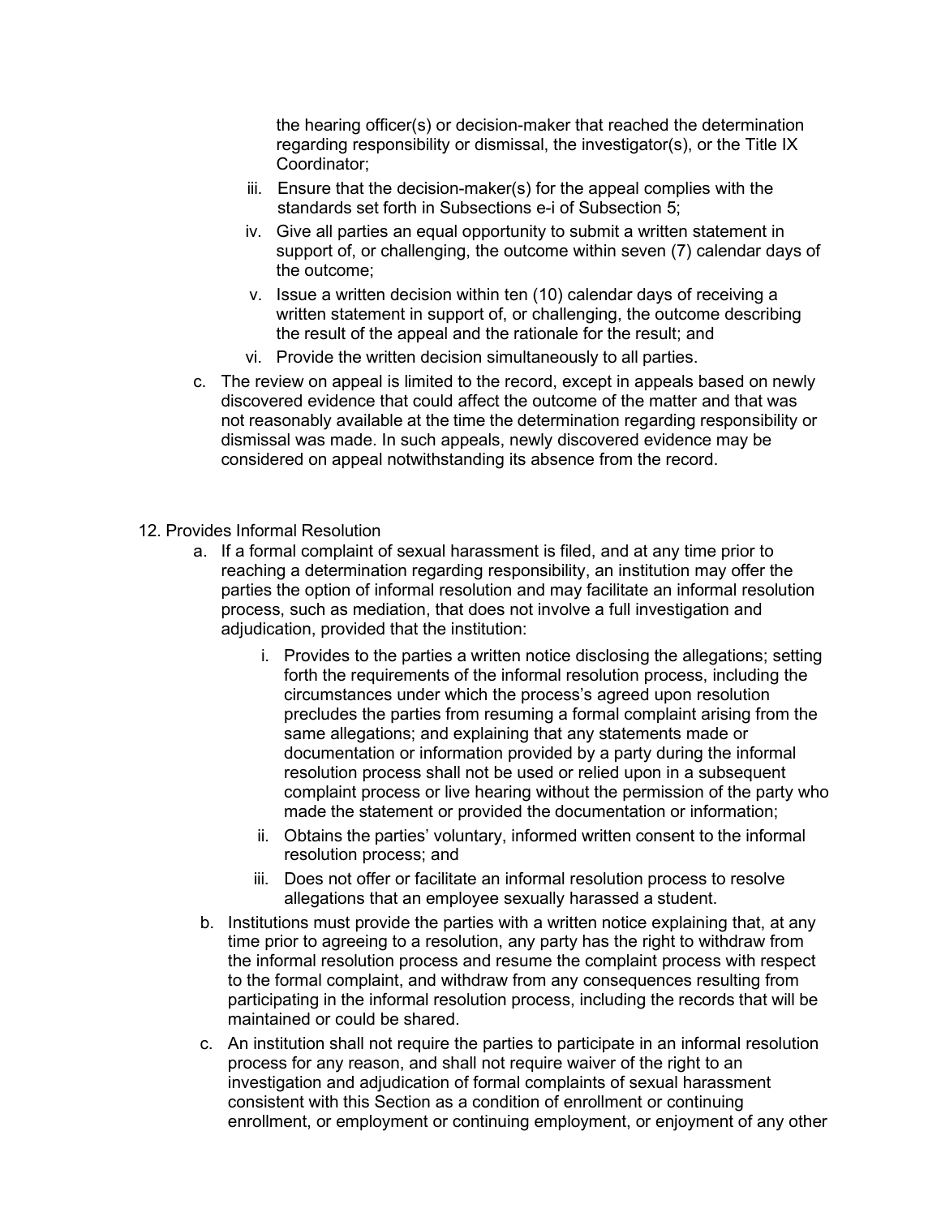the hearing officer(s) or decision-maker that reached the determination regarding responsibility or dismissal, the investigator(s), or the Title IX Coordinator;

iii. Ensure that the decision-maker(s) for the appeal complies with the standards set forth in Subsections e-i of Subsection 5;

iv. Give all parties an equal opportunity to submit a written statement in support of, or challenging, the outcome within seven (7) calendar days of the outcome;

v. Issue a written decision within ten (10) calendar days of receiving a written statement in support of, or challenging, the outcome describing the result of the appeal and the rationale for the result; and

vi. Provide the written decision simultaneously to all parties.

c. The review on appeal is limited to the record, except in appeals based on newly discovered evidence that could affect the outcome of the matter and that was not reasonably available at the time the determination regarding responsibility or dismissal was made. In such appeals, newly discovered evidence may be considered on appeal notwithstanding its absence from the record.

12. Provides Informal Resolution

a. If a formal complaint of sexual harassment is filed, and at any time prior to reaching a determination regarding responsibility, an institution may offer the parties the option of informal resolution and may facilitate an informal resolution process, such as mediation, that does not involve a full investigation and adjudication, provided that the institution:

i. Provides to the parties a written notice disclosing the allegations; setting forth the requirements of the informal resolution process, including the circumstances under which the process's agreed upon resolution precludes the parties from resuming a formal complaint arising from the same allegations; and explaining that any statements made or documentation or information provided by a party during the informal resolution process shall not be used or relied upon in a subsequent complaint process or live hearing without the permission of the party who made the statement or provided the documentation or information;

ii. Obtains the parties' voluntary, informed written consent to the informal resolution process; and

iii. Does not offer or facilitate an informal resolution process to resolve allegations that an employee sexually harassed a student.

b. Institutions must provide the parties with a written notice explaining that, at any time prior to agreeing to a resolution, any party has the right to withdraw from the informal resolution process and resume the complaint process with respect to the formal complaint, and withdraw from any consequences resulting from participating in the informal resolution process, including the records that will be maintained or could be shared.

c. An institution shall not require the parties to participate in an informal resolution process for any reason, and shall not require waiver of the right to an investigation and adjudication of formal complaints of sexual harassment consistent with this Section as a condition of enrollment or continuing enrollment, or employment or continuing employment, or enjoyment of any other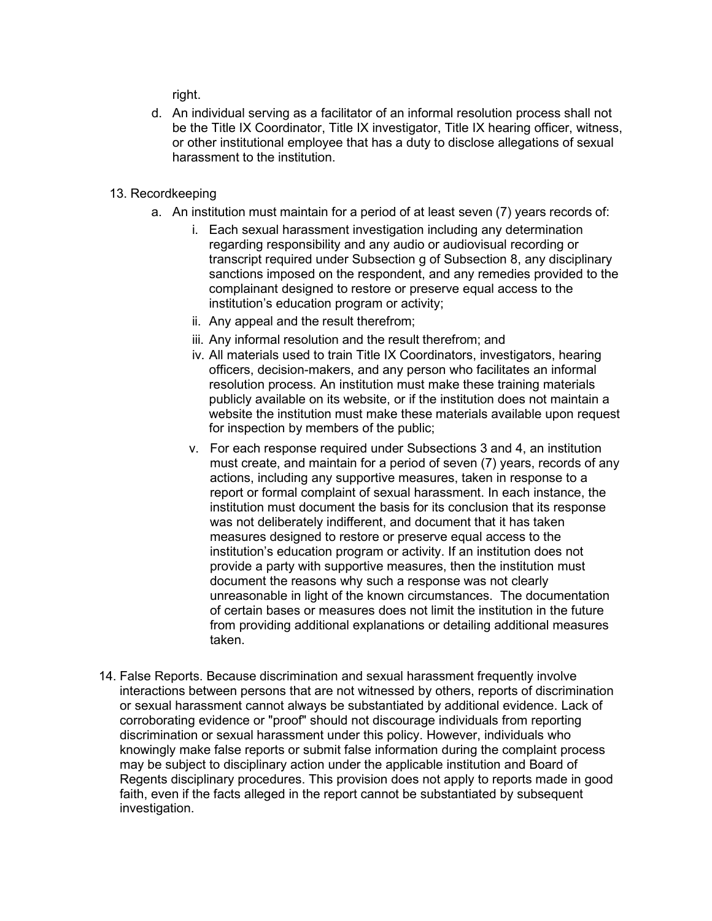right.

d. An individual serving as a facilitator of an informal resolution process shall not be the Title IX Coordinator, Title IX investigator, Title IX hearing officer, witness, or other institutional employee that has a duty to disclose allegations of sexual harassment to the institution.

13. Recordkeeping

    a. An institution must maintain for a period of at least seven (7) years records of:

        i. Each sexual harassment investigation including any determination regarding responsibility and any audio or audiovisual recording or transcript required under Subsection g of Subsection 8, any disciplinary sanctions imposed on the respondent, and any remedies provided to the complainant designed to restore or preserve equal access to the institution's education program or activity;

        ii. Any appeal and the result therefrom;

        iii. Any informal resolution and the result therefrom; and

        iv. All materials used to train Title IX Coordinators, investigators, hearing officers, decision-makers, and any person who facilitates an informal resolution process. An institution must make these training materials publicly available on its website, or if the institution does not maintain a website the institution must make these materials available upon request for inspection by members of the public;

        v. For each response required under Subsections 3 and 4, an institution must create, and maintain for a period of seven (7) years, records of any actions, including any supportive measures, taken in response to a report or formal complaint of sexual harassment. In each instance, the institution must document the basis for its conclusion that its response was not deliberately indifferent, and document that it has taken measures designed to restore or preserve equal access to the institution's education program or activity. If an institution does not provide a party with supportive measures, then the institution must document the reasons why such a response was not clearly unreasonable in light of the known circumstances. The documentation of certain bases or measures does not limit the institution in the future from providing additional explanations or detailing additional measures taken.

14. False Reports. Because discrimination and sexual harassment frequently involve interactions between persons that are not witnessed by others, reports of discrimination or sexual harassment cannot always be substantiated by additional evidence. Lack of corroborating evidence or "proof" should not discourage individuals from reporting discrimination or sexual harassment under this policy. However, individuals who knowingly make false reports or submit false information during the complaint process may be subject to disciplinary action under the applicable institution and Board of Regents disciplinary procedures. This provision does not apply to reports made in good faith, even if the facts alleged in the report cannot be substantiated by subsequent investigation.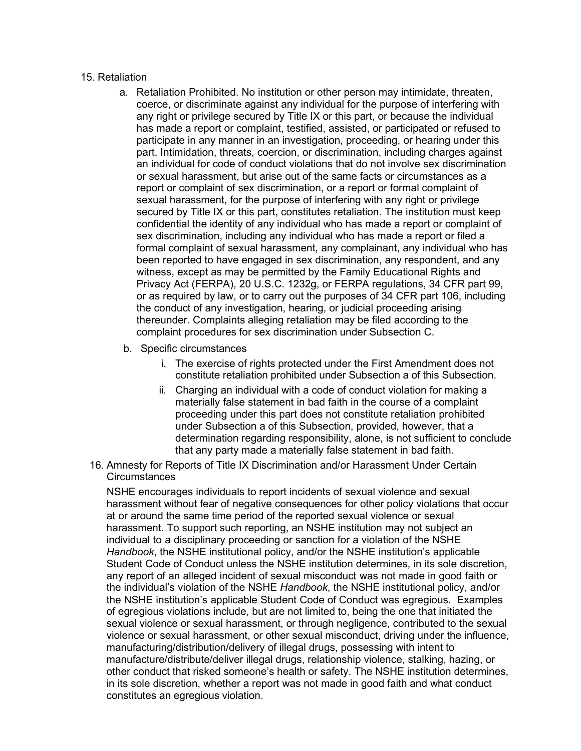15. Retaliation

    a. Retaliation Prohibited. No institution or other person may intimidate, threaten, coerce, or discriminate against any individual for the purpose of interfering with any right or privilege secured by Title IX or this part, or because the individual has made a report or complaint, testified, assisted, or participated or refused to participate in any manner in an investigation, proceeding, or hearing under this part. Intimidation, threats, coercion, or discrimination, including charges against an individual for code of conduct violations that do not involve sex discrimination or sexual harassment, but arise out of the same facts or circumstances as a report or complaint of sex discrimination, or a report or formal complaint of sexual harassment, for the purpose of interfering with any right or privilege secured by Title IX or this part, constitutes retaliation. The institution must keep confidential the identity of any individual who has made a report or complaint of sex discrimination, including any individual who has made a report or filed a formal complaint of sexual harassment, any complainant, any individual who has been reported to have engaged in sex discrimination, any respondent, and any witness, except as may be permitted by the Family Educational Rights and Privacy Act (FERPA), 20 U.S.C. 1232g, or FERPA regulations, 34 CFR part 99, or as required by law, or to carry out the purposes of 34 CFR part 106, including the conduct of any investigation, hearing, or judicial proceeding arising thereunder. Complaints alleging retaliation may be filed according to the complaint procedures for sex discrimination under Subsection C.

    b. Specific circumstances

        i. The exercise of rights protected under the First Amendment does not constitute retaliation prohibited under Subsection a of this Subsection.

        ii. Charging an individual with a code of conduct violation for making a materially false statement in bad faith in the course of a complaint proceeding under this part does not constitute retaliation prohibited under Subsection a of this Subsection, provided, however, that a determination regarding responsibility, alone, is not sufficient to conclude that any party made a materially false statement in bad faith.

16. Amnesty for Reports of Title IX Discrimination and/or Harassment Under Certain Circumstances

    NSHE encourages individuals to report incidents of sexual violence and sexual harassment without fear of negative consequences for other policy violations that occur at or around the same time period of the reported sexual violence or sexual harassment. To support such reporting, an NSHE institution may not subject an individual to a disciplinary proceeding or sanction for a violation of the NSHE *Handbook*, the NSHE institutional policy, and/or the NSHE institution's applicable Student Code of Conduct unless the NSHE institution determines, in its sole discretion, any report of an alleged incident of sexual misconduct was not made in good faith or the individual's violation of the NSHE *Handbook*, the NSHE institutional policy, and/or the NSHE institution's applicable Student Code of Conduct was egregious. Examples of egregious violations include, but are not limited to, being the one that initiated the sexual violence or sexual harassment, or through negligence, contributed to the sexual violence or sexual harassment, or other sexual misconduct, driving under the influence, manufacturing/distribution/delivery of illegal drugs, possessing with intent to manufacture/distribute/deliver illegal drugs, relationship violence, stalking, hazing, or other conduct that risked someone's health or safety. The NSHE institution determines, in its sole discretion, whether a report was not made in good faith and what conduct constitutes an egregious violation.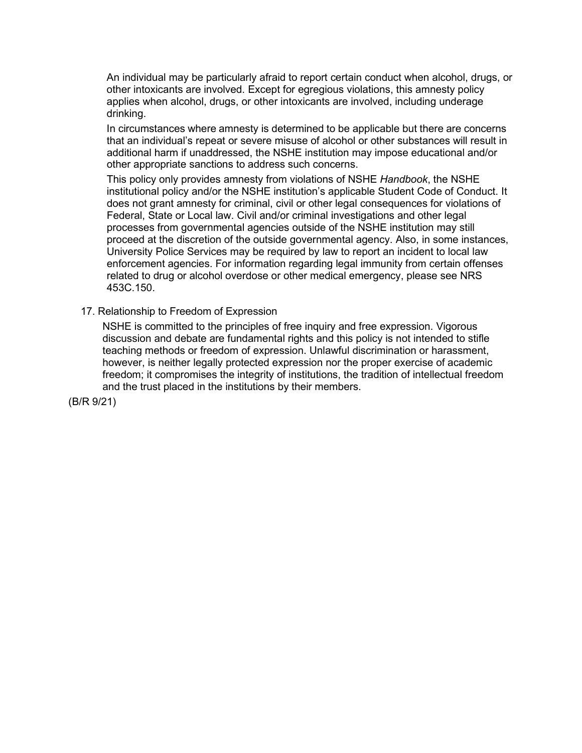An individual may be particularly afraid to report certain conduct when alcohol, drugs, or other intoxicants are involved. Except for egregious violations, this amnesty policy applies when alcohol, drugs, or other intoxicants are involved, including underage drinking.

In circumstances where amnesty is determined to be applicable but there are concerns that an individual's repeat or severe misuse of alcohol or other substances will result in additional harm if unaddressed, the NSHE institution may impose educational and/or other appropriate sanctions to address such concerns.

This policy only provides amnesty from violations of NSHE *Handbook*, the NSHE institutional policy and/or the NSHE institution's applicable Student Code of Conduct. It does not grant amnesty for criminal, civil or other legal consequences for violations of Federal, State or Local law. Civil and/or criminal investigations and other legal processes from governmental agencies outside of the NSHE institution may still proceed at the discretion of the outside governmental agency. Also, in some instances, University Police Services may be required by law to report an incident to local law enforcement agencies. For information regarding legal immunity from certain offenses related to drug or alcohol overdose or other medical emergency, please see NRS 453C.150.

17. Relationship to Freedom of Expression

NSHE is committed to the principles of free inquiry and free expression. Vigorous discussion and debate are fundamental rights and this policy is not intended to stifle teaching methods or freedom of expression. Unlawful discrimination or harassment, however, is neither legally protected expression nor the proper exercise of academic freedom; it compromises the integrity of institutions, the tradition of intellectual freedom and the trust placed in the institutions by their members.

(B/R 9/21)